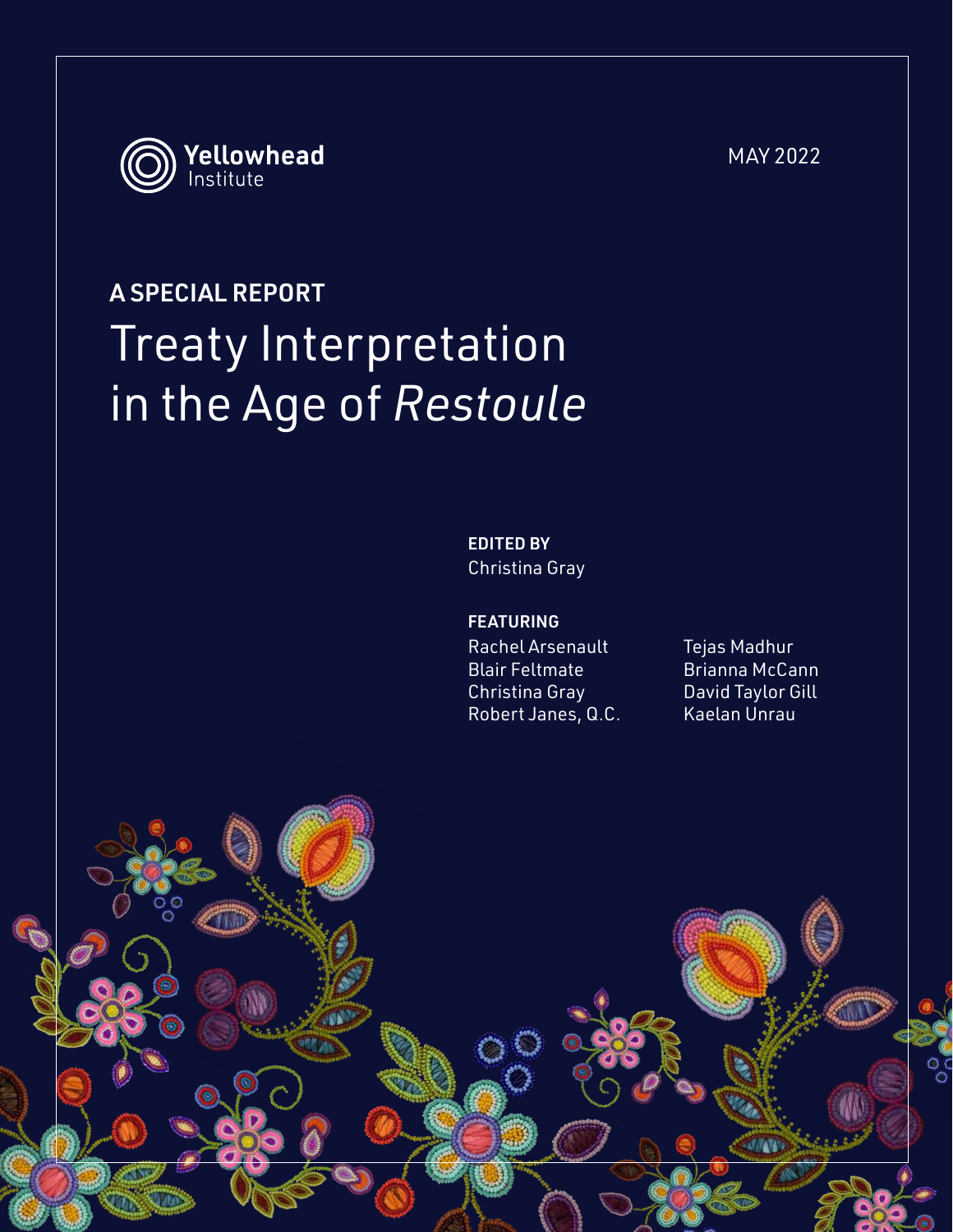Yellowhead Institute

MAY 2022

**A SPECIAL REPORT**

# Treaty Interpretation in the Age of *Restoule*

**EDITED BY**
Christina Gray

**FEATURING**

Rachel Arsenault
Blair Feltmate
Christina Gray
Robert Janes, Q.C.
Tejas Madhur
Brianna McCann
David Taylor Gill
Kaelan Unrau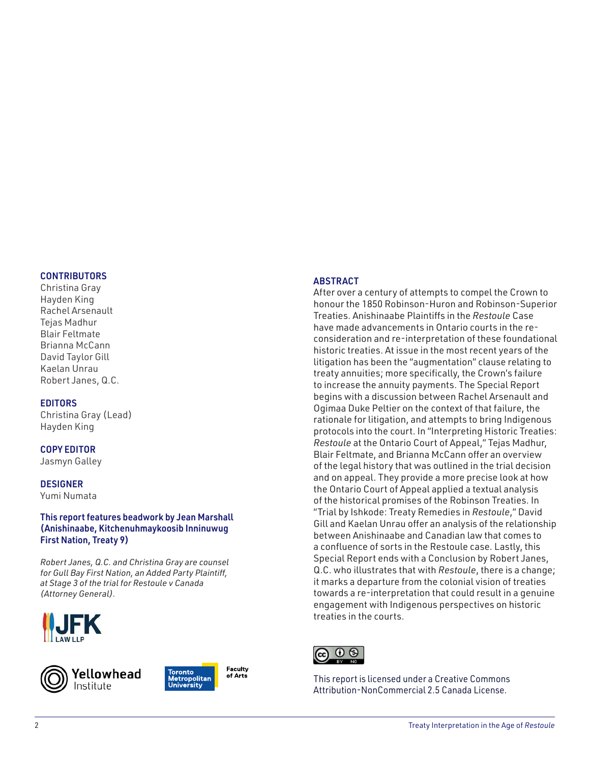## CONTRIBUTORS

Christina Gray
Hayden King
Rachel Arsenault
Tejas Madhur
Blair Feltmate
Brianna McCann
David Taylor Gill
Kaelan Unrau
Robert Janes, Q.C.

## EDITORS

Christina Gray (Lead)
Hayden King

## COPY EDITOR

Jasmyn Galley

## DESIGNER

Yumi Numata

**This report features beadwork by Jean Marshall (Anishinaabe, Kitchenuhmaykoosib Inninuwug First Nation, Treaty 9)**

*Robert Janes, Q.C. and Christina Gray are counsel for Gull Bay First Nation, an Added Party Plaintiff, at Stage 3 of the trial for Restoule v Canada (Attorney General).*

JFK LAW LLP

Yellowhead Institute

Toronto Metropolitan University Faculty of Arts

## ABSTRACT

After over a century of attempts to compel the Crown to honour the 1850 Robinson-Huron and Robinson-Superior Treaties. Anishinaabe Plaintiffs in the *Restoule* Case have made advancements in Ontario courts in the re-consideration and re-interpretation of these foundational historic treaties. At issue in the most recent years of the litigation has been the "augmentation" clause relating to treaty annuities; more specifically, the Crown's failure to increase the annuity payments. The Special Report begins with a discussion between Rachel Arsenault and Ogimaa Duke Peltier on the context of that failure, the rationale for litigation, and attempts to bring Indigenous protocols into the court. In "Interpreting Historic Treaties: *Restoule* at the Ontario Court of Appeal," Tejas Madhur, Blair Feltmate, and Brianna McCann offer an overview of the legal history that was outlined in the trial decision and on appeal. They provide a more precise look at how the Ontario Court of Appeal applied a textual analysis of the historical promises of the Robinson Treaties. In "Trial by Ishkode: Treaty Remedies in *Restoule*," David Gill and Kaelan Unrau offer an analysis of the relationship between Anishinaabe and Canadian law that comes to a confluence of sorts in the Restoule case. Lastly, this Special Report ends with a Conclusion by Robert Janes, Q.C. who illustrates that with *Restoule*, there is a change; it marks a departure from the colonial vision of treaties towards a re-interpretation that could result in a genuine engagement with Indigenous perspectives on historic treaties in the courts.

This report is licensed under a Creative Commons Attribution-NonCommercial 2.5 Canada License.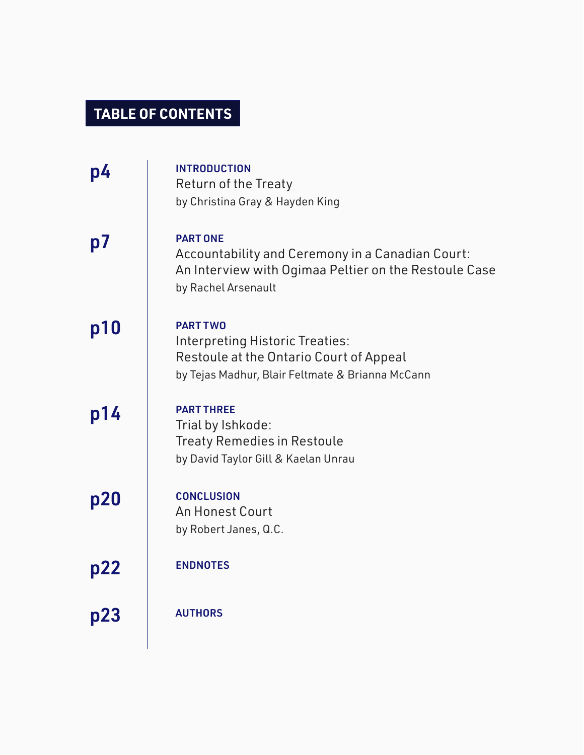# TABLE OF CONTENTS

**p4** — **INTRODUCTION**
Return of the Treaty
by Christina Gray & Hayden King

**p7** — **PART ONE**
Accountability and Ceremony in a Canadian Court:
An Interview with Ogimaa Peltier on the Restoule Case
by Rachel Arsenault

**p10** — **PART TWO**
Interpreting Historic Treaties:
Restoule at the Ontario Court of Appeal
by Tejas Madhur, Blair Feltmate & Brianna McCann

**p14** — **PART THREE**
Trial by Ishkode:
Treaty Remedies in Restoule
by David Taylor Gill & Kaelan Unrau

**p20** — **CONCLUSION**
An Honest Court
by Robert Janes, Q.C.

**p22** — **ENDNOTES**

**p23** — **AUTHORS**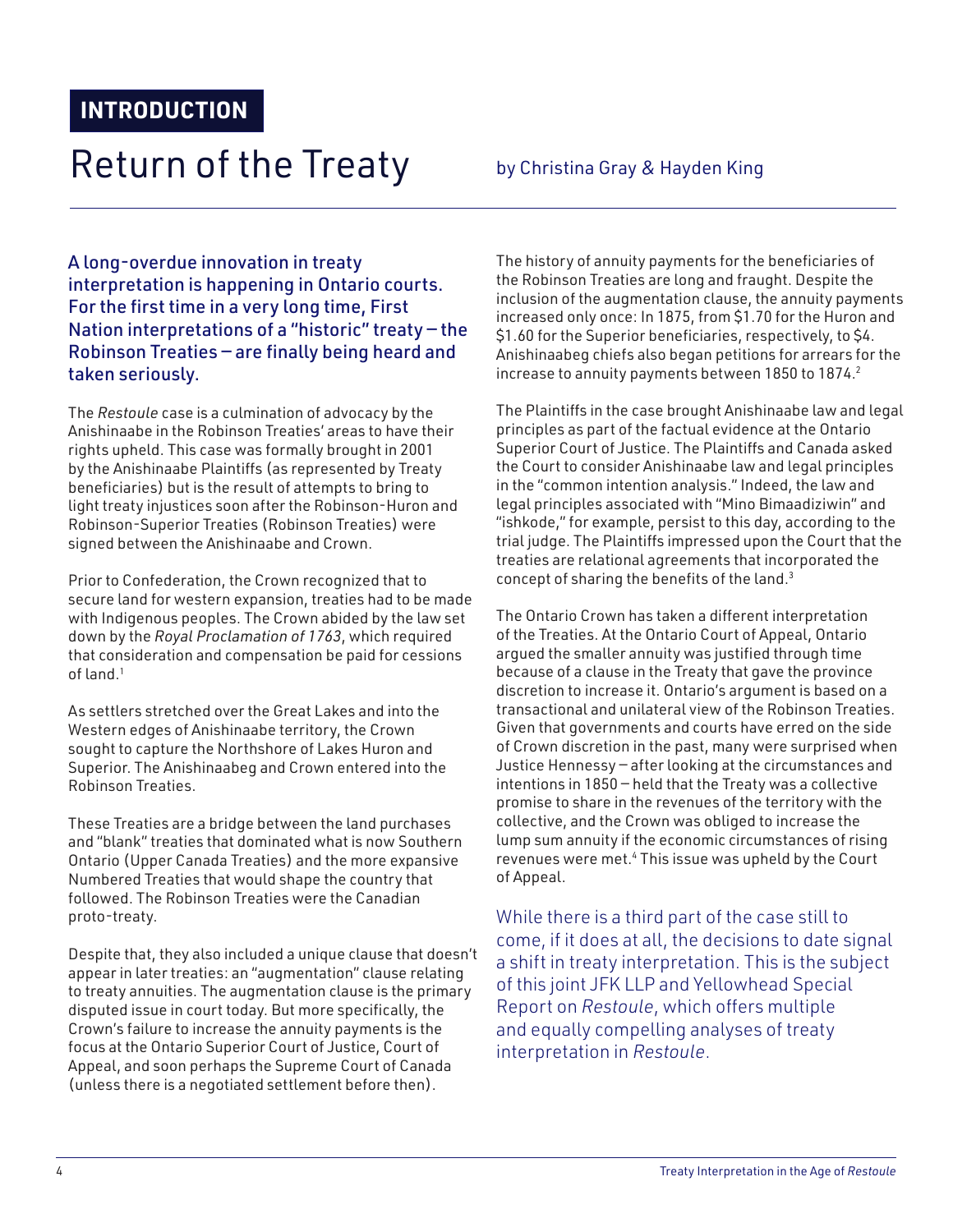## INTRODUCTION

# Return of the Treaty

by Christina Gray & Hayden King

A long-overdue innovation in treaty interpretation is happening in Ontario courts. For the first time in a very long time, First Nation interpretations of a "historic" treaty – the Robinson Treaties – are finally being heard and taken seriously.

The *Restoule* case is a culmination of advocacy by the Anishinaabe in the Robinson Treaties' areas to have their rights upheld. This case was formally brought in 2001 by the Anishinaabe Plaintiffs (as represented by Treaty beneficiaries) but is the result of attempts to bring to light treaty injustices soon after the Robinson-Huron and Robinson-Superior Treaties (Robinson Treaties) were signed between the Anishinaabe and Crown.

Prior to Confederation, the Crown recognized that to secure land for western expansion, treaties had to be made with Indigenous peoples. The Crown abided by the law set down by the *Royal Proclamation of 1763*, which required that consideration and compensation be paid for cessions of land.[1]

As settlers stretched over the Great Lakes and into the Western edges of Anishinaabe territory, the Crown sought to capture the Northshore of Lakes Huron and Superior. The Anishinaabeg and Crown entered into the Robinson Treaties.

These Treaties are a bridge between the land purchases and "blank" treaties that dominated what is now Southern Ontario (Upper Canada Treaties) and the more expansive Numbered Treaties that would shape the country that followed. The Robinson Treaties were the Canadian proto-treaty.

Despite that, they also included a unique clause that doesn't appear in later treaties: an "augmentation" clause relating to treaty annuities. The augmentation clause is the primary disputed issue in court today. But more specifically, the Crown's failure to increase the annuity payments is the focus at the Ontario Superior Court of Justice, Court of Appeal, and soon perhaps the Supreme Court of Canada (unless there is a negotiated settlement before then).

The history of annuity payments for the beneficiaries of the Robinson Treaties are long and fraught. Despite the inclusion of the augmentation clause, the annuity payments increased only once: In 1875, from $1.70 for the Huron and $1.60 for the Superior beneficiaries, respectively, to $4. Anishinaabeg chiefs also began petitions for arrears for the increase to annuity payments between 1850 to 1874.[2]

The Plaintiffs in the case brought Anishinaabe law and legal principles as part of the factual evidence at the Ontario Superior Court of Justice. The Plaintiffs and Canada asked the Court to consider Anishinaabe law and legal principles in the "common intention analysis." Indeed, the law and legal principles associated with "Mino Bimaadiziwin" and "ishkode," for example, persist to this day, according to the trial judge. The Plaintiffs impressed upon the Court that the treaties are relational agreements that incorporated the concept of sharing the benefits of the land.[3]

The Ontario Crown has taken a different interpretation of the Treaties. At the Ontario Court of Appeal, Ontario argued the smaller annuity was justified through time because of a clause in the Treaty that gave the province discretion to increase it. Ontario's argument is based on a transactional and unilateral view of the Robinson Treaties. Given that governments and courts have erred on the side of Crown discretion in the past, many were surprised when Justice Hennessy – after looking at the circumstances and intentions in 1850 – held that the Treaty was a collective promise to share in the revenues of the territory with the collective, and the Crown was obliged to increase the lump sum annuity if the economic circumstances of rising revenues were met.[4] This issue was upheld by the Court of Appeal.

While there is a third part of the case still to come, if it does at all, the decisions to date signal a shift in treaty interpretation. This is the subject of this joint JFK LLP and Yellowhead Special Report on *Restoule*, which offers multiple and equally compelling analyses of treaty interpretation in *Restoule*.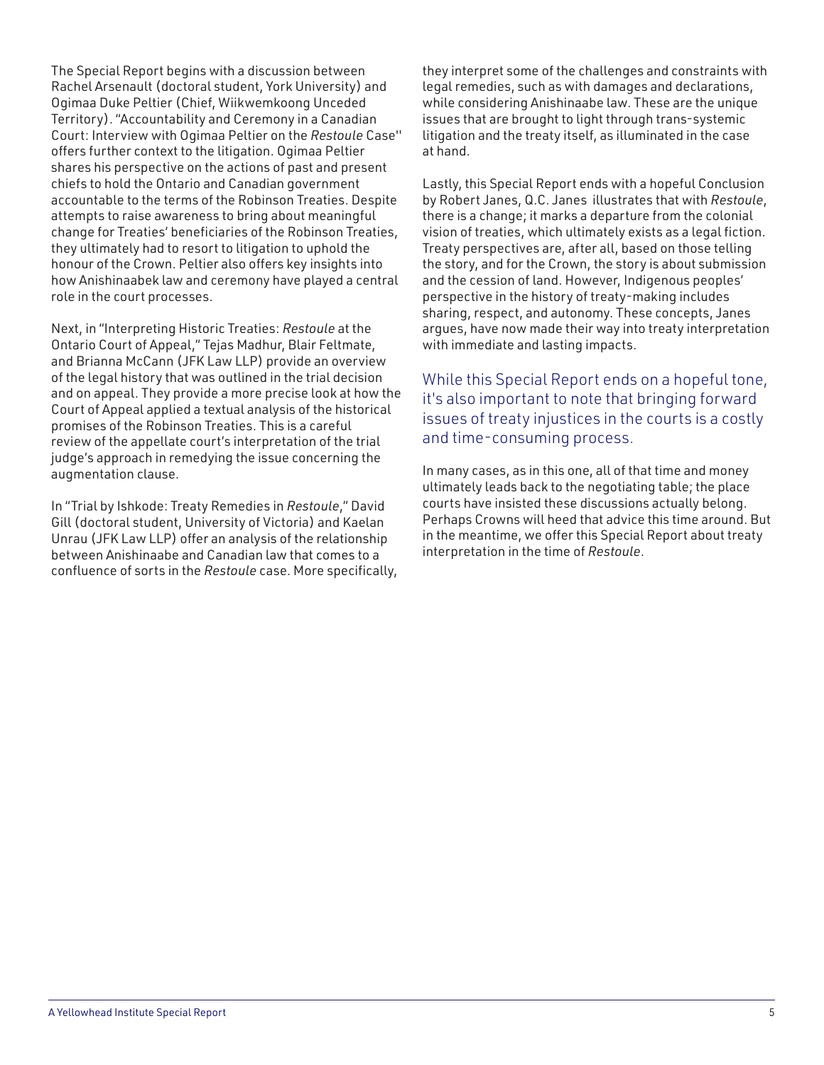The Special Report begins with a discussion between Rachel Arsenault (doctoral student, York University) and Ogimaa Duke Peltier (Chief, Wiikwemkoong Unceded Territory). "Accountability and Ceremony in a Canadian Court: Interview with Ogimaa Peltier on the *Restoule* Case'' offers further context to the litigation. Ogimaa Peltier shares his perspective on the actions of past and present chiefs to hold the Ontario and Canadian government accountable to the terms of the Robinson Treaties. Despite attempts to raise awareness to bring about meaningful change for Treaties' beneficiaries of the Robinson Treaties, they ultimately had to resort to litigation to uphold the honour of the Crown. Peltier also offers key insights into how Anishinaabek law and ceremony have played a central role in the court processes.

Next, in "Interpreting Historic Treaties: *Restoule* at the Ontario Court of Appeal," Tejas Madhur, Blair Feltmate, and Brianna McCann (JFK Law LLP) provide an overview of the legal history that was outlined in the trial decision and on appeal. They provide a more precise look at how the Court of Appeal applied a textual analysis of the historical promises of the Robinson Treaties. This is a careful review of the appellate court's interpretation of the trial judge's approach in remedying the issue concerning the augmentation clause.

In "Trial by Ishkode: Treaty Remedies in *Restoule*," David Gill (doctoral student, University of Victoria) and Kaelan Unrau (JFK Law LLP) offer an analysis of the relationship between Anishinaabe and Canadian law that comes to a confluence of sorts in the *Restoule* case. More specifically, they interpret some of the challenges and constraints with legal remedies, such as with damages and declarations, while considering Anishinaabe law. These are the unique issues that are brought to light through trans-systemic litigation and the treaty itself, as illuminated in the case at hand.

Lastly, this Special Report ends with a hopeful Conclusion by Robert Janes, Q.C. Janes illustrates that with *Restoule*, there is a change; it marks a departure from the colonial vision of treaties, which ultimately exists as a legal fiction. Treaty perspectives are, after all, based on those telling the story, and for the Crown, the story is about submission and the cession of land. However, Indigenous peoples' perspective in the history of treaty-making includes sharing, respect, and autonomy. These concepts, Janes argues, have now made their way into treaty interpretation with immediate and lasting impacts.

While this Special Report ends on a hopeful tone, it's also important to note that bringing forward issues of treaty injustices in the courts is a costly and time-consuming process.

In many cases, as in this one, all of that time and money ultimately leads back to the negotiating table; the place courts have insisted these discussions actually belong. Perhaps Crowns will heed that advice this time around. But in the meantime, we offer this Special Report about treaty interpretation in the time of *Restoule*.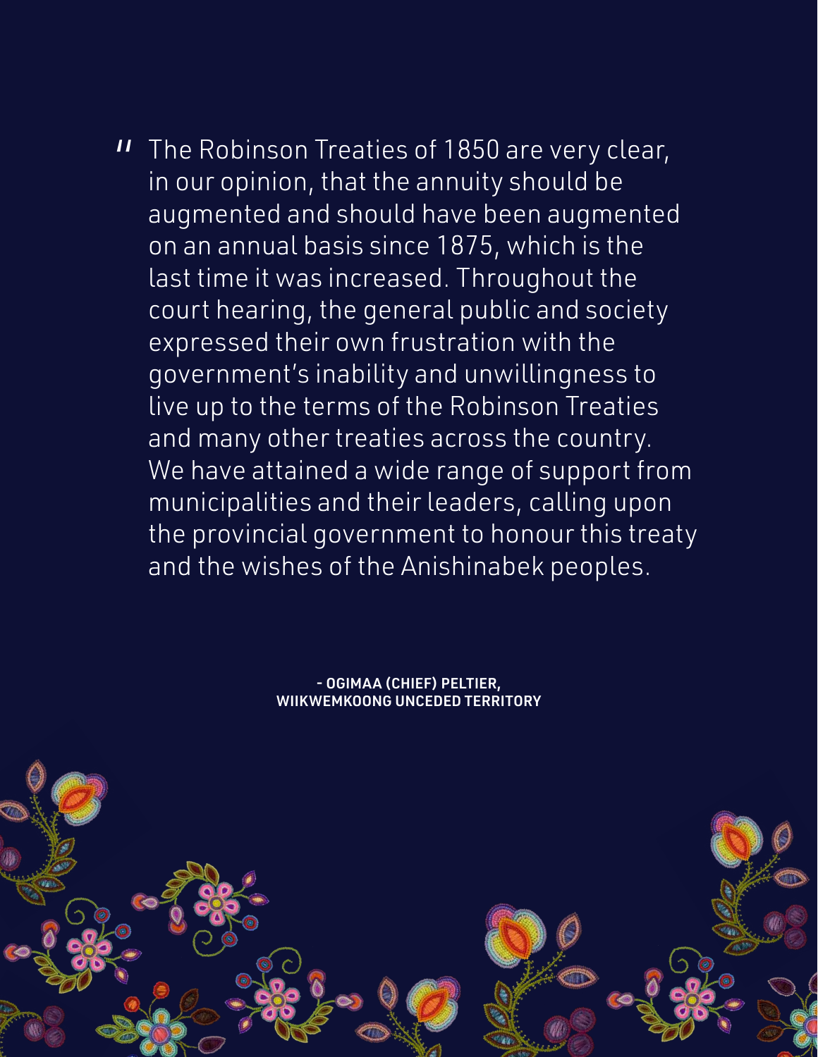> "The Robinson Treaties of 1850 are very clear, in our opinion, that the annuity should be augmented and should have been augmented on an annual basis since 1875, which is the last time it was increased. Throughout the court hearing, the general public and society expressed their own frustration with the government's inability and unwillingness to live up to the terms of the Robinson Treaties and many other treaties across the country. We have attained a wide range of support from municipalities and their leaders, calling upon the provincial government to honour this treaty and the wishes of the Anishinabek peoples.

**- OGIMAA (CHIEF) PELTIER, WIIKWEMKOONG UNCEDED TERRITORY**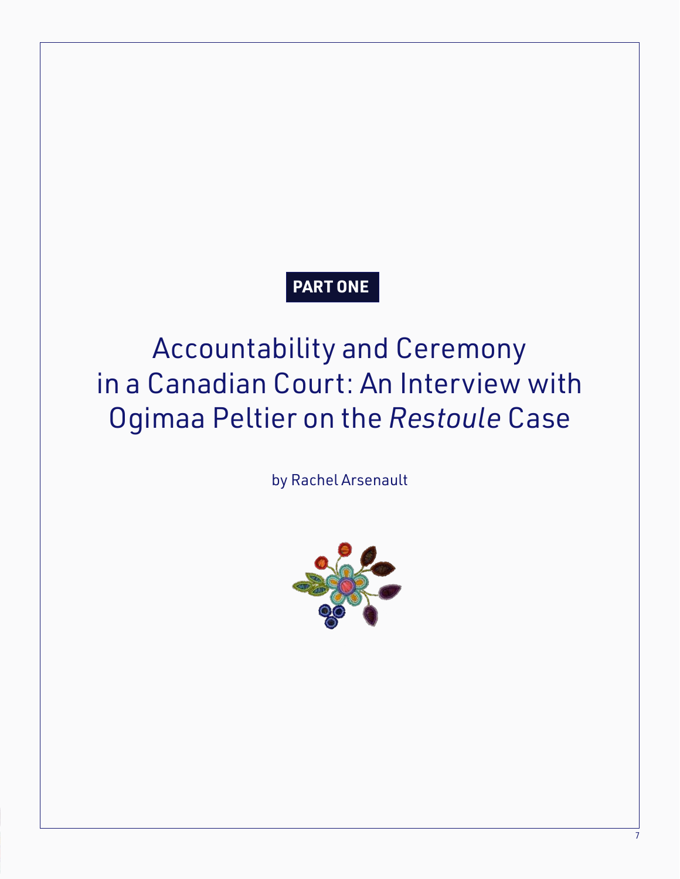**PART ONE**

# Accountability and Ceremony in a Canadian Court: An Interview with Ogimaa Peltier on the *Restoule* Case

by Rachel Arsenault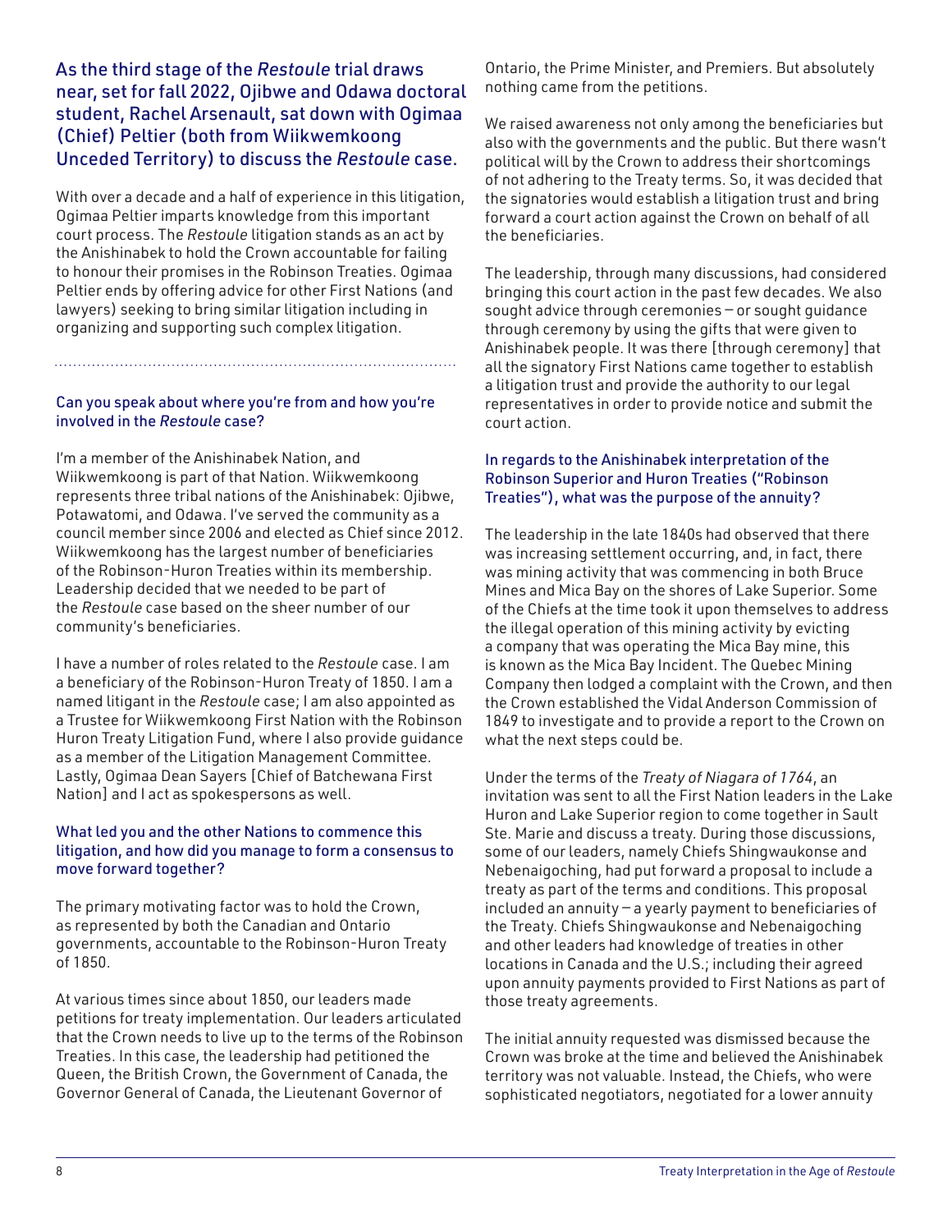## As the third stage of the *Restoule* trial draws near, set for fall 2022, Ojibwe and Odawa doctoral student, Rachel Arsenault, sat down with Ogimaa (Chief) Peltier (both from Wiikwemkoong Unceded Territory) to discuss the *Restoule* case.

With over a decade and a half of experience in this litigation, Ogimaa Peltier imparts knowledge from this important court process. The *Restoule* litigation stands as an act by the Anishinabek to hold the Crown accountable for failing to honour their promises in the Robinson Treaties. Ogimaa Peltier ends by offering advice for other First Nations (and lawyers) seeking to bring similar litigation including in organizing and supporting such complex litigation.

### Can you speak about where you're from and how you're involved in the *Restoule* case?

I'm a member of the Anishinabek Nation, and Wiikwemkoong is part of that Nation. Wiikwemkoong represents three tribal nations of the Anishinabek: Ojibwe, Potawatomi, and Odawa. I've served the community as a council member since 2006 and elected as Chief since 2012. Wiikwemkoong has the largest number of beneficiaries of the Robinson-Huron Treaties within its membership. Leadership decided that we needed to be part of the *Restoule* case based on the sheer number of our community's beneficiaries.

I have a number of roles related to the *Restoule* case. I am a beneficiary of the Robinson-Huron Treaty of 1850. I am a named litigant in the *Restoule* case; I am also appointed as a Trustee for Wiikwemkoong First Nation with the Robinson Huron Treaty Litigation Fund, where I also provide guidance as a member of the Litigation Management Committee. Lastly, Ogimaa Dean Sayers [Chief of Batchewana First Nation] and I act as spokespersons as well.

### What led you and the other Nations to commence this litigation, and how did you manage to form a consensus to move forward together?

The primary motivating factor was to hold the Crown, as represented by both the Canadian and Ontario governments, accountable to the Robinson-Huron Treaty of 1850.

At various times since about 1850, our leaders made petitions for treaty implementation. Our leaders articulated that the Crown needs to live up to the terms of the Robinson Treaties. In this case, the leadership had petitioned the Queen, the British Crown, the Government of Canada, the Governor General of Canada, the Lieutenant Governor of Ontario, the Prime Minister, and Premiers. But absolutely nothing came from the petitions.

We raised awareness not only among the beneficiaries but also with the governments and the public. But there wasn't political will by the Crown to address their shortcomings of not adhering to the Treaty terms. So, it was decided that the signatories would establish a litigation trust and bring forward a court action against the Crown on behalf of all the beneficiaries.

The leadership, through many discussions, had considered bringing this court action in the past few decades. We also sought advice through ceremonies – or sought guidance through ceremony by using the gifts that were given to Anishinabek people. It was there [through ceremony] that all the signatory First Nations came together to establish a litigation trust and provide the authority to our legal representatives in order to provide notice and submit the court action.

### In regards to the Anishinabek interpretation of the Robinson Superior and Huron Treaties ("Robinson Treaties"), what was the purpose of the annuity?

The leadership in the late 1840s had observed that there was increasing settlement occurring, and, in fact, there was mining activity that was commencing in both Bruce Mines and Mica Bay on the shores of Lake Superior. Some of the Chiefs at the time took it upon themselves to address the illegal operation of this mining activity by evicting a company that was operating the Mica Bay mine, this is known as the Mica Bay Incident. The Quebec Mining Company then lodged a complaint with the Crown, and then the Crown established the Vidal Anderson Commission of 1849 to investigate and to provide a report to the Crown on what the next steps could be.

Under the terms of the *Treaty of Niagara of 1764*, an invitation was sent to all the First Nation leaders in the Lake Huron and Lake Superior region to come together in Sault Ste. Marie and discuss a treaty. During those discussions, some of our leaders, namely Chiefs Shingwaukonse and Nebenaigoching, had put forward a proposal to include a treaty as part of the terms and conditions. This proposal included an annuity – a yearly payment to beneficiaries of the Treaty. Chiefs Shingwaukonse and Nebenaigoching and other leaders had knowledge of treaties in other locations in Canada and the U.S.; including their agreed upon annuity payments provided to First Nations as part of those treaty agreements.

The initial annuity requested was dismissed because the Crown was broke at the time and believed the Anishinabek territory was not valuable. Instead, the Chiefs, who were sophisticated negotiators, negotiated for a lower annuity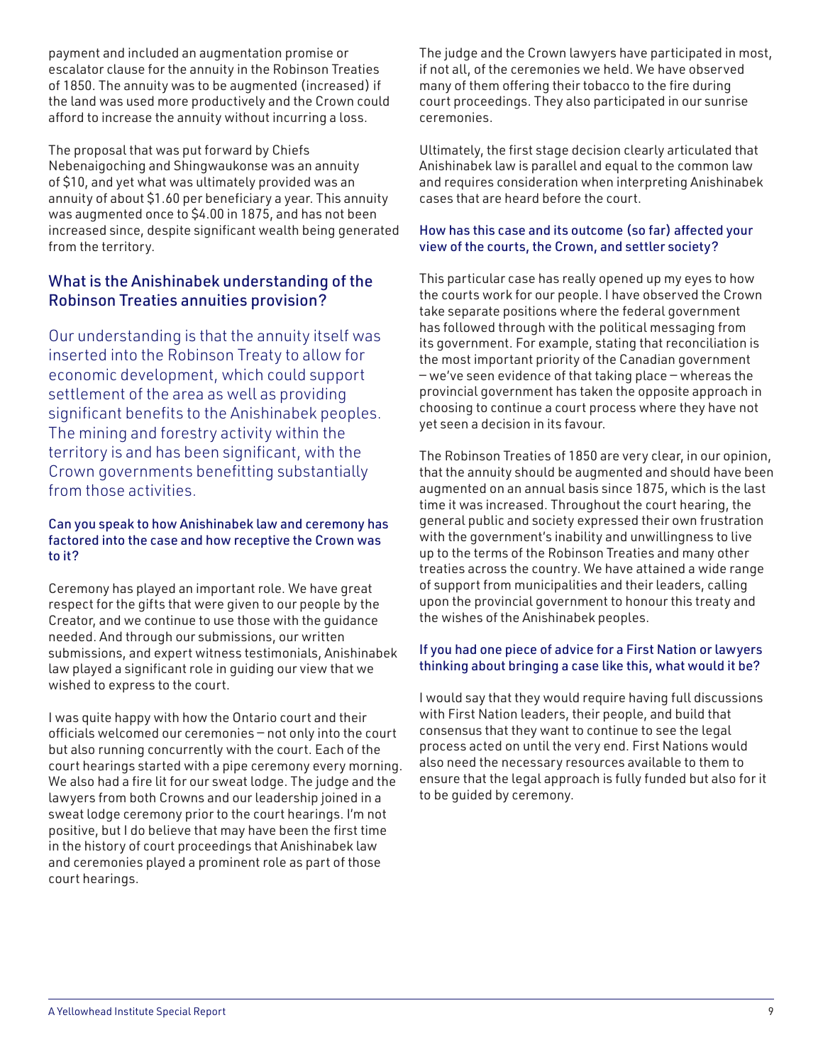payment and included an augmentation promise or escalator clause for the annuity in the Robinson Treaties of 1850. The annuity was to be augmented (increased) if the land was used more productively and the Crown could afford to increase the annuity without incurring a loss.

The proposal that was put forward by Chiefs Nebenaigoching and Shingwaukonse was an annuity of $10, and yet what was ultimately provided was an annuity of about $1.60 per beneficiary a year. This annuity was augmented once to $4.00 in 1875, and has not been increased since, despite significant wealth being generated from the territory.

## What is the Anishinabek understanding of the Robinson Treaties annuities provision?

Our understanding is that the annuity itself was inserted into the Robinson Treaty to allow for economic development, which could support settlement of the area as well as providing significant benefits to the Anishinabek peoples. The mining and forestry activity within the territory is and has been significant, with the Crown governments benefitting substantially from those activities.

### Can you speak to how Anishinabek law and ceremony has factored into the case and how receptive the Crown was to it?

Ceremony has played an important role. We have great respect for the gifts that were given to our people by the Creator, and we continue to use those with the guidance needed. And through our submissions, our written submissions, and expert witness testimonials, Anishinabek law played a significant role in guiding our view that we wished to express to the court.

I was quite happy with how the Ontario court and their officials welcomed our ceremonies – not only into the court but also running concurrently with the court. Each of the court hearings started with a pipe ceremony every morning. We also had a fire lit for our sweat lodge. The judge and the lawyers from both Crowns and our leadership joined in a sweat lodge ceremony prior to the court hearings. I'm not positive, but I do believe that may have been the first time in the history of court proceedings that Anishinabek law and ceremonies played a prominent role as part of those court hearings.

The judge and the Crown lawyers have participated in most, if not all, of the ceremonies we held. We have observed many of them offering their tobacco to the fire during court proceedings. They also participated in our sunrise ceremonies.

Ultimately, the first stage decision clearly articulated that Anishinabek law is parallel and equal to the common law and requires consideration when interpreting Anishinabek cases that are heard before the court.

### How has this case and its outcome (so far) affected your view of the courts, the Crown, and settler society?

This particular case has really opened up my eyes to how the courts work for our people. I have observed the Crown take separate positions where the federal government has followed through with the political messaging from its government. For example, stating that reconciliation is the most important priority of the Canadian government – we've seen evidence of that taking place – whereas the provincial government has taken the opposite approach in choosing to continue a court process where they have not yet seen a decision in its favour.

The Robinson Treaties of 1850 are very clear, in our opinion, that the annuity should be augmented and should have been augmented on an annual basis since 1875, which is the last time it was increased. Throughout the court hearing, the general public and society expressed their own frustration with the government's inability and unwillingness to live up to the terms of the Robinson Treaties and many other treaties across the country. We have attained a wide range of support from municipalities and their leaders, calling upon the provincial government to honour this treaty and the wishes of the Anishinabek peoples.

### If you had one piece of advice for a First Nation or lawyers thinking about bringing a case like this, what would it be?

I would say that they would require having full discussions with First Nation leaders, their people, and build that consensus that they want to continue to see the legal process acted on until the very end. First Nations would also need the necessary resources available to them to ensure that the legal approach is fully funded but also for it to be guided by ceremony.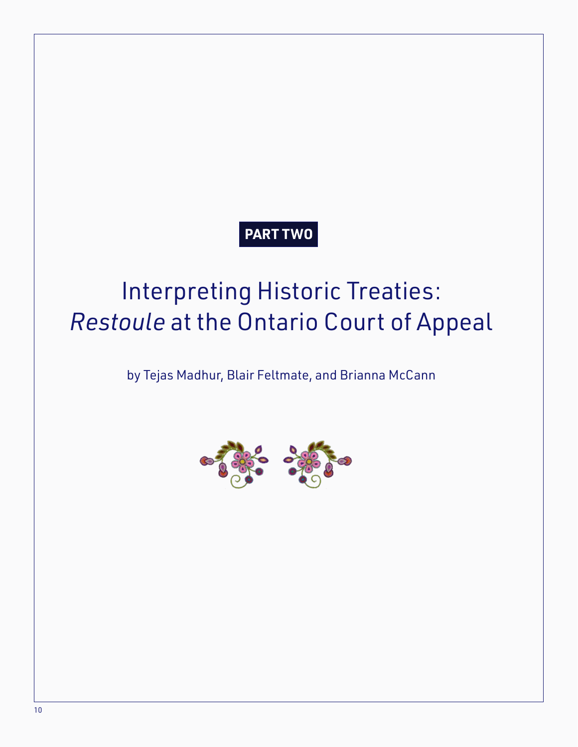**PART TWO**

# Interpreting Historic Treaties: *Restoule* at the Ontario Court of Appeal

by Tejas Madhur, Blair Feltmate, and Brianna McCann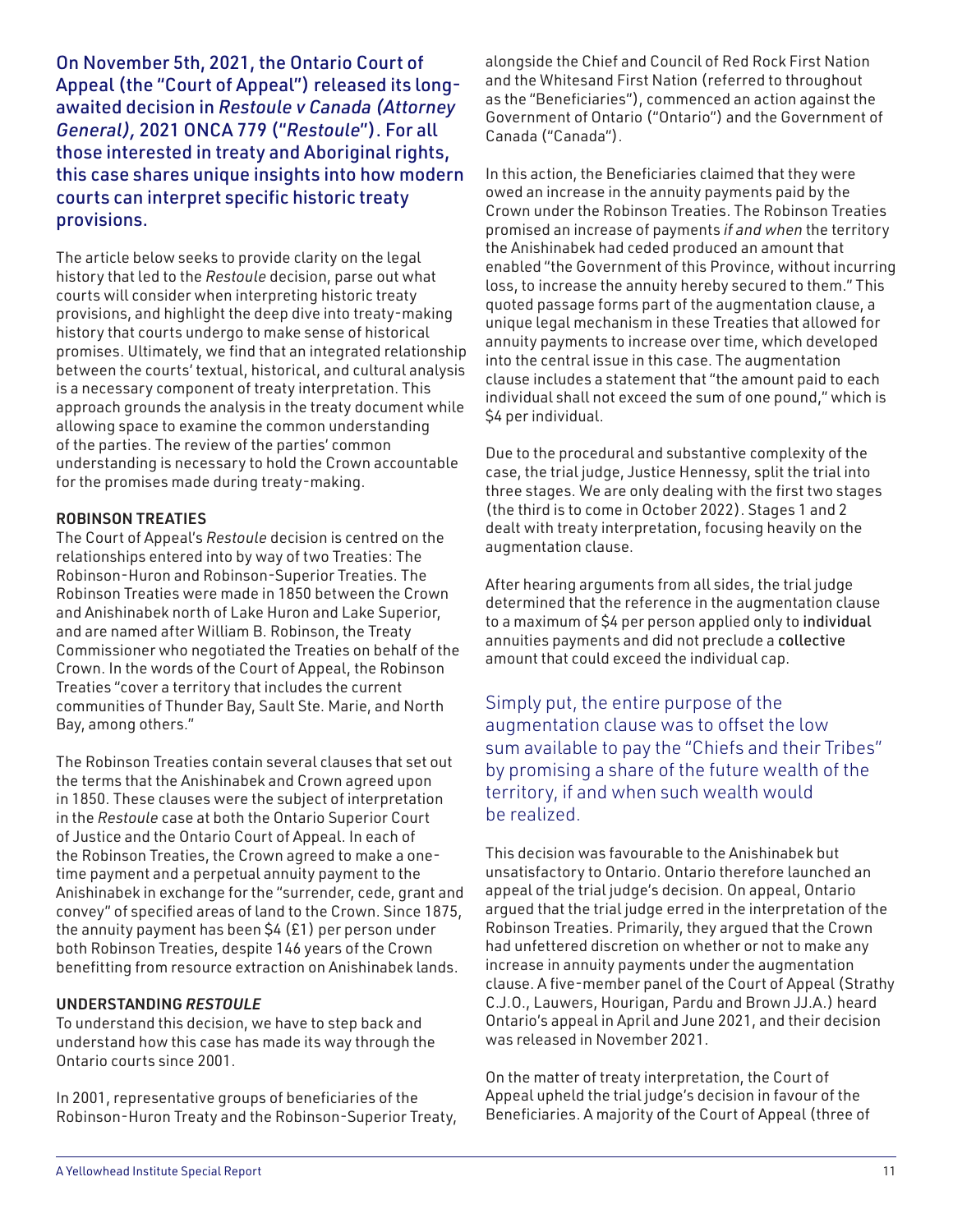**On November 5th, 2021, the Ontario Court of Appeal (the "Court of Appeal") released its long-awaited decision in *Restoule v Canada (Attorney General)*, 2021 ONCA 779 ("*Restoule*"). For all those interested in treaty and Aboriginal rights, this case shares unique insights into how modern courts can interpret specific historic treaty provisions.**

The article below seeks to provide clarity on the legal history that led to the *Restoule* decision, parse out what courts will consider when interpreting historic treaty provisions, and highlight the deep dive into treaty-making history that courts undergo to make sense of historical promises. Ultimately, we find that an integrated relationship between the courts' textual, historical, and cultural analysis is a necessary component of treaty interpretation. This approach grounds the analysis in the treaty document while allowing space to examine the common understanding of the parties. The review of the parties' common understanding is necessary to hold the Crown accountable for the promises made during treaty-making.

## ROBINSON TREATIES

The Court of Appeal's *Restoule* decision is centred on the relationships entered into by way of two Treaties: The Robinson-Huron and Robinson-Superior Treaties. The Robinson Treaties were made in 1850 between the Crown and Anishinabek north of Lake Huron and Lake Superior, and are named after William B. Robinson, the Treaty Commissioner who negotiated the Treaties on behalf of the Crown. In the words of the Court of Appeal, the Robinson Treaties "cover a territory that includes the current communities of Thunder Bay, Sault Ste. Marie, and North Bay, among others."

The Robinson Treaties contain several clauses that set out the terms that the Anishinabek and Crown agreed upon in 1850. These clauses were the subject of interpretation in the *Restoule* case at both the Ontario Superior Court of Justice and the Ontario Court of Appeal. In each of the Robinson Treaties, the Crown agreed to make a one-time payment and a perpetual annuity payment to the Anishinabek in exchange for the "surrender, cede, grant and convey" of specified areas of land to the Crown. Since 1875, the annuity payment has been $4 (£1) per person under both Robinson Treaties, despite 146 years of the Crown benefitting from resource extraction on Anishinabek lands.

## UNDERSTANDING *RESTOULE*

To understand this decision, we have to step back and understand how this case has made its way through the Ontario courts since 2001.

In 2001, representative groups of beneficiaries of the Robinson-Huron Treaty and the Robinson-Superior Treaty, alongside the Chief and Council of Red Rock First Nation and the Whitesand First Nation (referred to throughout as the "Beneficiaries"), commenced an action against the Government of Ontario ("Ontario") and the Government of Canada ("Canada").

In this action, the Beneficiaries claimed that they were owed an increase in the annuity payments paid by the Crown under the Robinson Treaties. The Robinson Treaties promised an increase of payments *if and when* the territory the Anishinabek had ceded produced an amount that enabled "the Government of this Province, without incurring loss, to increase the annuity hereby secured to them." This quoted passage forms part of the augmentation clause, a unique legal mechanism in these Treaties that allowed for annuity payments to increase over time, which developed into the central issue in this case. The augmentation clause includes a statement that "the amount paid to each individual shall not exceed the sum of one pound," which is $4 per individual.

Due to the procedural and substantive complexity of the case, the trial judge, Justice Hennessy, split the trial into three stages. We are only dealing with the first two stages (the third is to come in October 2022). Stages 1 and 2 dealt with treaty interpretation, focusing heavily on the augmentation clause.

After hearing arguments from all sides, the trial judge determined that the reference in the augmentation clause to a maximum of $4 per person applied only to **individual** annuities payments and did not preclude a **collective** amount that could exceed the individual cap.

> Simply put, the entire purpose of the augmentation clause was to offset the low sum available to pay the "Chiefs and their Tribes" by promising a share of the future wealth of the territory, if and when such wealth would be realized.

This decision was favourable to the Anishinabek but unsatisfactory to Ontario. Ontario therefore launched an appeal of the trial judge's decision. On appeal, Ontario argued that the trial judge erred in the interpretation of the Robinson Treaties. Primarily, they argued that the Crown had unfettered discretion on whether or not to make any increase in annuity payments under the augmentation clause. A five-member panel of the Court of Appeal (Strathy C.J.O., Lauwers, Hourigan, Pardu and Brown JJ.A.) heard Ontario's appeal in April and June 2021, and their decision was released in November 2021.

On the matter of treaty interpretation, the Court of Appeal upheld the trial judge's decision in favour of the Beneficiaries. A majority of the Court of Appeal (three of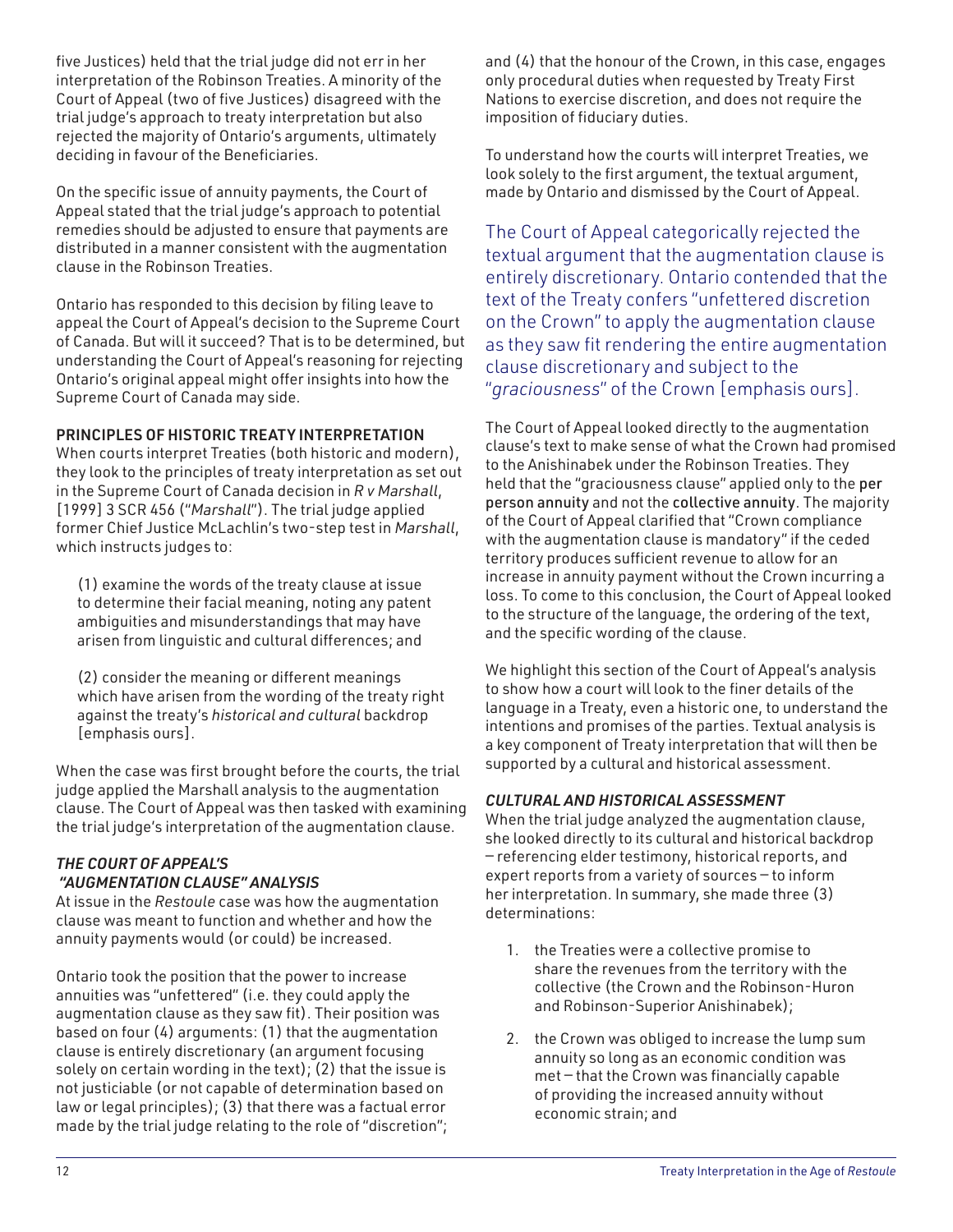five Justices) held that the trial judge did not err in her interpretation of the Robinson Treaties. A minority of the Court of Appeal (two of five Justices) disagreed with the trial judge's approach to treaty interpretation but also rejected the majority of Ontario's arguments, ultimately deciding in favour of the Beneficiaries.

On the specific issue of annuity payments, the Court of Appeal stated that the trial judge's approach to potential remedies should be adjusted to ensure that payments are distributed in a manner consistent with the augmentation clause in the Robinson Treaties.

Ontario has responded to this decision by filing leave to appeal the Court of Appeal's decision to the Supreme Court of Canada. But will it succeed? That is to be determined, but understanding the Court of Appeal's reasoning for rejecting Ontario's original appeal might offer insights into how the Supreme Court of Canada may side.

### PRINCIPLES OF HISTORIC TREATY INTERPRETATION

When courts interpret Treaties (both historic and modern), they look to the principles of treaty interpretation as set out in the Supreme Court of Canada decision in *R v Marshall*, [1999] 3 SCR 456 ("*Marshall*"). The trial judge applied former Chief Justice McLachlin's two-step test in *Marshall*, which instructs judges to:

> (1) examine the words of the treaty clause at issue to determine their facial meaning, noting any patent ambiguities and misunderstandings that may have arisen from linguistic and cultural differences; and
>
> (2) consider the meaning or different meanings which have arisen from the wording of the treaty right against the treaty's *historical and cultural* backdrop [emphasis ours].

When the case was first brought before the courts, the trial judge applied the Marshall analysis to the augmentation clause. The Court of Appeal was then tasked with examining the trial judge's interpretation of the augmentation clause.

#### *THE COURT OF APPEAL'S "AUGMENTATION CLAUSE" ANALYSIS*

At issue in the *Restoule* case was how the augmentation clause was meant to function and whether and how the annuity payments would (or could) be increased.

Ontario took the position that the power to increase annuities was "unfettered" (i.e. they could apply the augmentation clause as they saw fit). Their position was based on four (4) arguments: (1) that the augmentation clause is entirely discretionary (an argument focusing solely on certain wording in the text); (2) that the issue is not justiciable (or not capable of determination based on law or legal principles); (3) that there was a factual error made by the trial judge relating to the role of "discretion"; and (4) that the honour of the Crown, in this case, engages only procedural duties when requested by Treaty First Nations to exercise discretion, and does not require the imposition of fiduciary duties.

To understand how the courts will interpret Treaties, we look solely to the first argument, the textual argument, made by Ontario and dismissed by the Court of Appeal.

> The Court of Appeal categorically rejected the textual argument that the augmentation clause is entirely discretionary. Ontario contended that the text of the Treaty confers "unfettered discretion on the Crown" to apply the augmentation clause as they saw fit rendering the entire augmentation clause discretionary and subject to the "*graciousness*" of the Crown [emphasis ours].

The Court of Appeal looked directly to the augmentation clause's text to make sense of what the Crown had promised to the Anishinabek under the Robinson Treaties. They held that the "graciousness clause" applied only to the **per person annuity** and not the **collective annuity**. The majority of the Court of Appeal clarified that "Crown compliance with the augmentation clause is mandatory" if the ceded territory produces sufficient revenue to allow for an increase in annuity payment without the Crown incurring a loss. To come to this conclusion, the Court of Appeal looked to the structure of the language, the ordering of the text, and the specific wording of the clause.

We highlight this section of the Court of Appeal's analysis to show how a court will look to the finer details of the language in a Treaty, even a historic one, to understand the intentions and promises of the parties. Textual analysis is a key component of Treaty interpretation that will then be supported by a cultural and historical assessment.

#### *CULTURAL AND HISTORICAL ASSESSMENT*

When the trial judge analyzed the augmentation clause, she looked directly to its cultural and historical backdrop – referencing elder testimony, historical reports, and expert reports from a variety of sources – to inform her interpretation. In summary, she made three (3) determinations:

1. the Treaties were a collective promise to share the revenues from the territory with the collective (the Crown and the Robinson-Huron and Robinson-Superior Anishinabek);
2. the Crown was obliged to increase the lump sum annuity so long as an economic condition was met – that the Crown was financially capable of providing the increased annuity without economic strain; and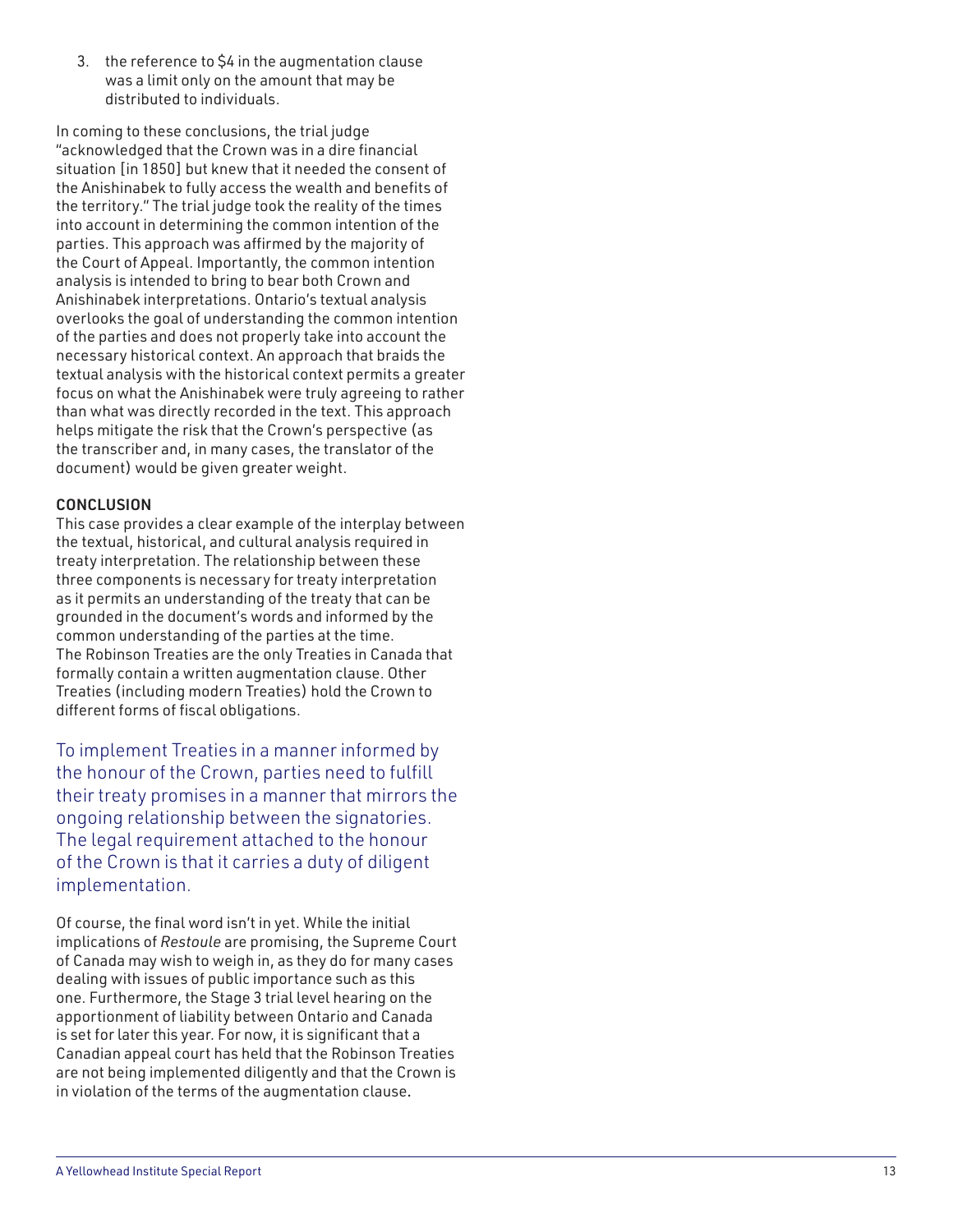3. the reference to $4 in the augmentation clause was a limit only on the amount that may be distributed to individuals.

In coming to these conclusions, the trial judge "acknowledged that the Crown was in a dire financial situation [in 1850] but knew that it needed the consent of the Anishinabek to fully access the wealth and benefits of the territory." The trial judge took the reality of the times into account in determining the common intention of the parties. This approach was affirmed by the majority of the Court of Appeal. Importantly, the common intention analysis is intended to bring to bear both Crown and Anishinabek interpretations. Ontario's textual analysis overlooks the goal of understanding the common intention of the parties and does not properly take into account the necessary historical context. An approach that braids the textual analysis with the historical context permits a greater focus on what the Anishinabek were truly agreeing to rather than what was directly recorded in the text. This approach helps mitigate the risk that the Crown's perspective (as the transcriber and, in many cases, the translator of the document) would be given greater weight.

## CONCLUSION

This case provides a clear example of the interplay between the textual, historical, and cultural analysis required in treaty interpretation. The relationship between these three components is necessary for treaty interpretation as it permits an understanding of the treaty that can be grounded in the document's words and informed by the common understanding of the parties at the time. The Robinson Treaties are the only Treaties in Canada that formally contain a written augmentation clause. Other Treaties (including modern Treaties) hold the Crown to different forms of fiscal obligations.

> To implement Treaties in a manner informed by the honour of the Crown, parties need to fulfill their treaty promises in a manner that mirrors the ongoing relationship between the signatories. The legal requirement attached to the honour of the Crown is that it carries a duty of diligent implementation.

Of course, the final word isn't in yet. While the initial implications of *Restoule* are promising, the Supreme Court of Canada may wish to weigh in, as they do for many cases dealing with issues of public importance such as this one. Furthermore, the Stage 3 trial level hearing on the apportionment of liability between Ontario and Canada is set for later this year. For now, it is significant that a Canadian appeal court has held that the Robinson Treaties are not being implemented diligently and that the Crown is in violation of the terms of the augmentation clause.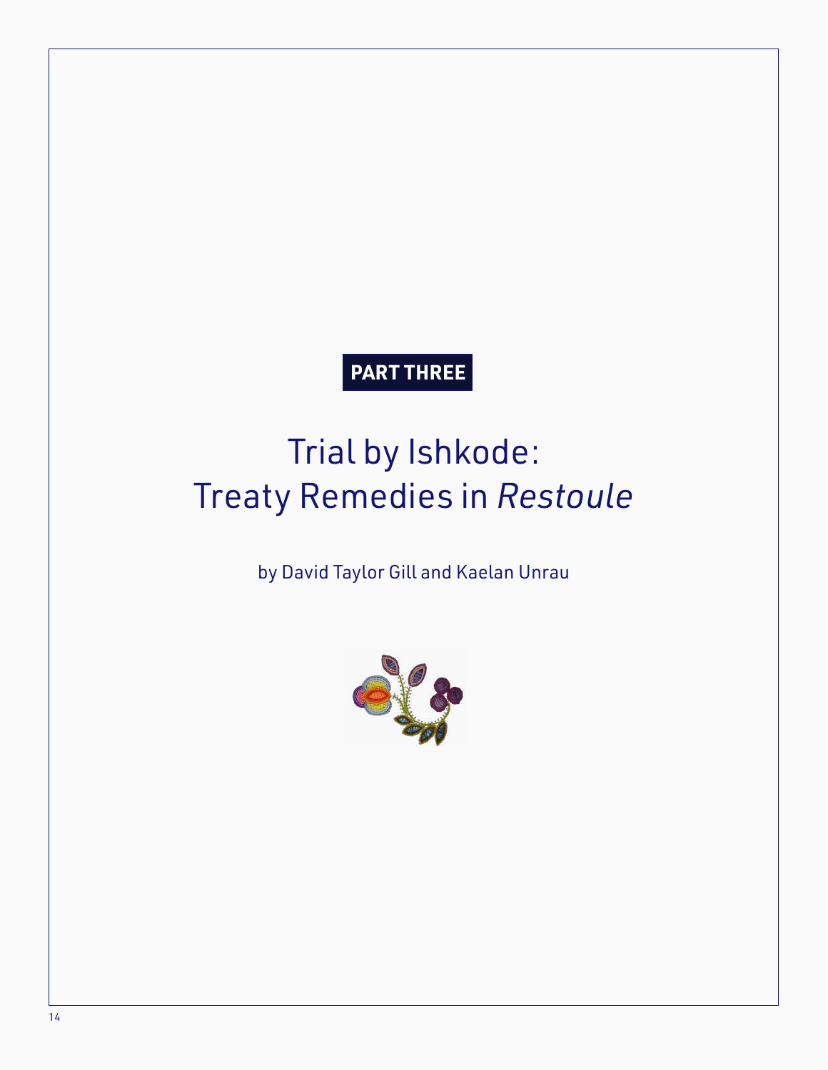**PART THREE**

# Trial by Ishkode: Treaty Remedies in *Restoule*

by David Taylor Gill and Kaelan Unrau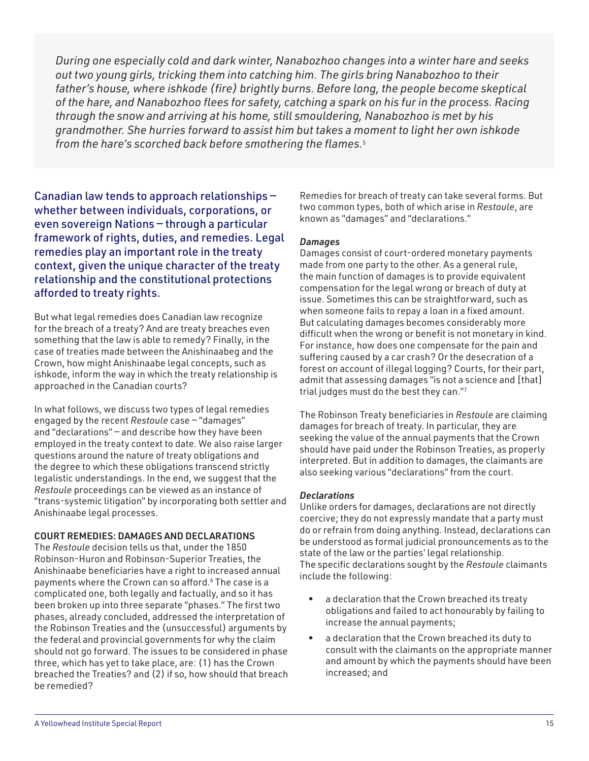*During one especially cold and dark winter, Nanabozhoo changes into a winter hare and seeks out two young girls, tricking them into catching him. The girls bring Nanabozhoo to their father's house, where ishkode (fire) brightly burns. Before long, the people become skeptical of the hare, and Nanabozhoo flees for safety, catching a spark on his fur in the process. Racing through the snow and arriving at his home, still smouldering, Nanabozhoo is met by his grandmother. She hurries forward to assist him but takes a moment to light her own ishkode from the hare's scorched back before smothering the flames.*[5]

Canadian law tends to approach relationships — whether between individuals, corporations, or even sovereign Nations — through a particular framework of rights, duties, and remedies. Legal remedies play an important role in the treaty context, given the unique character of the treaty relationship and the constitutional protections afforded to treaty rights.

But what legal remedies does Canadian law recognize for the breach of a treaty? And are treaty breaches even something that the law is able to remedy? Finally, in the case of treaties made between the Anishinaabeg and the Crown, how might Anishinaabe legal concepts, such as ishkode, inform the way in which the treaty relationship is approached in the Canadian courts?

In what follows, we discuss two types of legal remedies engaged by the recent *Restoule* case — "damages" and "declarations" — and describe how they have been employed in the treaty context to date. We also raise larger questions around the nature of treaty obligations and the degree to which these obligations transcend strictly legalistic understandings. In the end, we suggest that the *Restoule* proceedings can be viewed as an instance of "trans-systemic litigation" by incorporating both settler and Anishinaabe legal processes.

## COURT REMEDIES: DAMAGES AND DECLARATIONS

The *Restoule* decision tells us that, under the 1850 Robinson-Huron and Robinson-Superior Treaties, the Anishinaabe beneficiaries have a right to increased annual payments where the Crown can so afford.[6] The case is a complicated one, both legally and factually, and so it has been broken up into three separate "phases." The first two phases, already concluded, addressed the interpretation of the Robinson Treaties and the (unsuccessful) arguments by the federal and provincial governments for why the claim should not go forward. The issues to be considered in phase three, which has yet to take place, are: (1) has the Crown breached the Treaties? and (2) if so, how should that breach be remedied?

Remedies for breach of treaty can take several forms. But two common types, both of which arise in *Restoule*, are known as "damages" and "declarations."

### *Damages*

Damages consist of court-ordered monetary payments made from one party to the other. As a general rule, the main function of damages is to provide equivalent compensation for the legal wrong or breach of duty at issue. Sometimes this can be straightforward, such as when someone fails to repay a loan in a fixed amount. But calculating damages becomes considerably more difficult when the wrong or benefit is not monetary in kind. For instance, how does one compensate for the pain and suffering caused by a car crash? Or the desecration of a forest on account of illegal logging? Courts, for their part, admit that assessing damages "is not a science and [that] trial judges must do the best they can."[7]

The Robinson Treaty beneficiaries in *Restoule* are claiming damages for breach of treaty. In particular, they are seeking the value of the annual payments that the Crown should have paid under the Robinson Treaties, as properly interpreted. But in addition to damages, the claimants are also seeking various "declarations" from the court.

### *Declarations*

Unlike orders for damages, declarations are not directly coercive; they do not expressly mandate that a party must do or refrain from doing anything. Instead, declarations can be understood as formal judicial pronouncements as to the state of the law or the parties' legal relationship. The specific declarations sought by the *Restoule* claimants include the following:

- a declaration that the Crown breached its treaty obligations and failed to act honourably by failing to increase the annual payments;
- a declaration that the Crown breached its duty to consult with the claimants on the appropriate manner and amount by which the payments should have been increased; and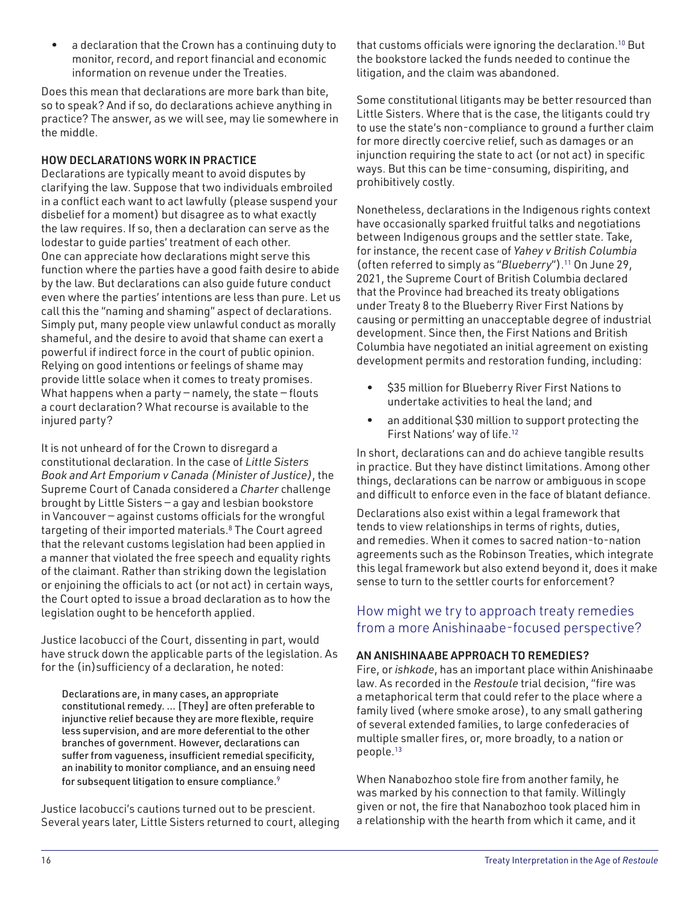- a declaration that the Crown has a continuing duty to monitor, record, and report financial and economic information on revenue under the Treaties.

Does this mean that declarations are more bark than bite, so to speak? And if so, do declarations achieve anything in practice? The answer, as we will see, may lie somewhere in the middle.

**HOW DECLARATIONS WORK IN PRACTICE**

Declarations are typically meant to avoid disputes by clarifying the law. Suppose that two individuals embroiled in a conflict each want to act lawfully (please suspend your disbelief for a moment) but disagree as to what exactly the law requires. If so, then a declaration can serve as the lodestar to guide parties' treatment of each other. One can appreciate how declarations might serve this function where the parties have a good faith desire to abide by the law. But declarations can also guide future conduct even where the parties' intentions are less than pure. Let us call this the "naming and shaming" aspect of declarations. Simply put, many people view unlawful conduct as morally shameful, and the desire to avoid that shame can exert a powerful if indirect force in the court of public opinion. Relying on good intentions or feelings of shame may provide little solace when it comes to treaty promises. What happens when a party – namely, the state – flouts a court declaration? What recourse is available to the injured party?

It is not unheard of for the Crown to disregard a constitutional declaration. In the case of *Little Sisters Book and Art Emporium v Canada (Minister of Justice)*, the Supreme Court of Canada considered a *Charter* challenge brought by Little Sisters – a gay and lesbian bookstore in Vancouver – against customs officials for the wrongful targeting of their imported materials.[8] The Court agreed that the relevant customs legislation had been applied in a manner that violated the free speech and equality rights of the claimant. Rather than striking down the legislation or enjoining the officials to act (or not act) in certain ways, the Court opted to issue a broad declaration as to how the legislation ought to be henceforth applied.

Justice Iacobucci of the Court, dissenting in part, would have struck down the applicable parts of the legislation. As for the (in)sufficiency of a declaration, he noted:

> Declarations are, in many cases, an appropriate constitutional remedy. … [They] are often preferable to injunctive relief because they are more flexible, require less supervision, and are more deferential to the other branches of government. However, declarations can suffer from vagueness, insufficient remedial specificity, an inability to monitor compliance, and an ensuing need for subsequent litigation to ensure compliance.[9]

Justice Iacobucci's cautions turned out to be prescient. Several years later, Little Sisters returned to court, alleging that customs officials were ignoring the declaration.[10] But the bookstore lacked the funds needed to continue the litigation, and the claim was abandoned.

Some constitutional litigants may be better resourced than Little Sisters. Where that is the case, the litigants could try to use the state's non-compliance to ground a further claim for more directly coercive relief, such as damages or an injunction requiring the state to act (or not act) in specific ways. But this can be time-consuming, dispiriting, and prohibitively costly.

Nonetheless, declarations in the Indigenous rights context have occasionally sparked fruitful talks and negotiations between Indigenous groups and the settler state. Take, for instance, the recent case of *Yahey v British Columbia* (often referred to simply as "*Blueberry*").[11] On June 29, 2021, the Supreme Court of British Columbia declared that the Province had breached its treaty obligations under Treaty 8 to the Blueberry River First Nations by causing or permitting an unacceptable degree of industrial development. Since then, the First Nations and British Columbia have negotiated an initial agreement on existing development permits and restoration funding, including:

- $35 million for Blueberry River First Nations to undertake activities to heal the land; and
- an additional $30 million to support protecting the First Nations' way of life.[12]

In short, declarations can and do achieve tangible results in practice. But they have distinct limitations. Among other things, declarations can be narrow or ambiguous in scope and difficult to enforce even in the face of blatant defiance.

Declarations also exist within a legal framework that tends to view relationships in terms of rights, duties, and remedies. When it comes to sacred nation-to-nation agreements such as the Robinson Treaties, which integrate this legal framework but also extend beyond it, does it make sense to turn to the settler courts for enforcement?

## How might we try to approach treaty remedies from a more Anishinaabe-focused perspective?

**AN ANISHINAABE APPROACH TO REMEDIES?**

Fire, or *ishkode*, has an important place within Anishinaabe law. As recorded in the *Restoule* trial decision, "fire was a metaphorical term that could refer to the place where a family lived (where smoke arose), to any small gathering of several extended families, to large confederacies of multiple smaller fires, or, more broadly, to a nation or people.[13]

When Nanabozhoo stole fire from another family, he was marked by his connection to that family. Willingly given or not, the fire that Nanabozhoo took placed him in a relationship with the hearth from which it came, and it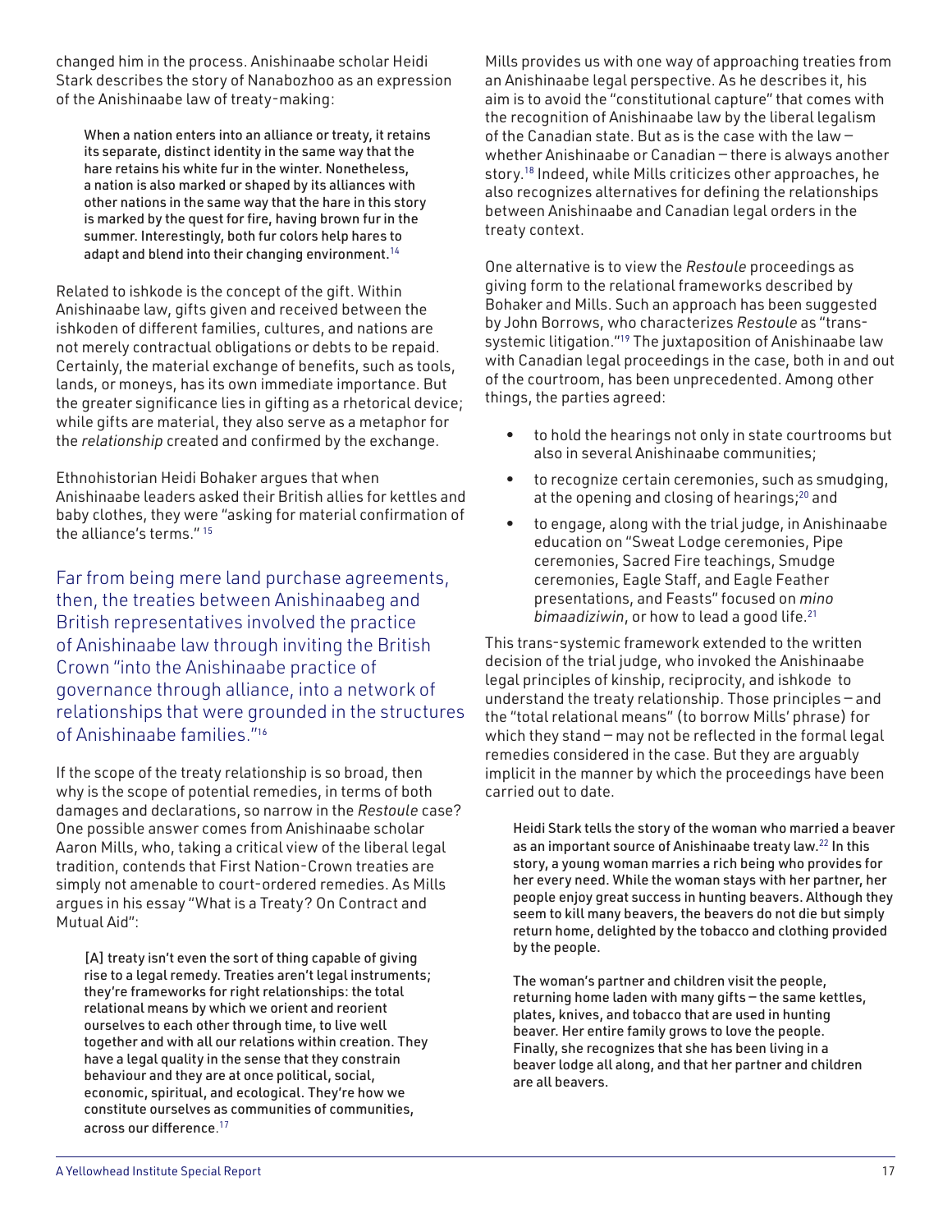changed him in the process. Anishinaabe scholar Heidi Stark describes the story of Nanabozhoo as an expression of the Anishinaabe law of treaty-making:

> When a nation enters into an alliance or treaty, it retains its separate, distinct identity in the same way that the hare retains his white fur in the winter. Nonetheless, a nation is also marked or shaped by its alliances with other nations in the same way that the hare in this story is marked by the quest for fire, having brown fur in the summer. Interestingly, both fur colors help hares to adapt and blend into their changing environment.[14]

Related to ishkode is the concept of the gift. Within Anishinaabe law, gifts given and received between the ishkoden of different families, cultures, and nations are not merely contractual obligations or debts to be repaid. Certainly, the material exchange of benefits, such as tools, lands, or moneys, has its own immediate importance. But the greater significance lies in gifting as a rhetorical device; while gifts are material, they also serve as a metaphor for the *relationship* created and confirmed by the exchange.

Ethnohistorian Heidi Bohaker argues that when Anishinaabe leaders asked their British allies for kettles and baby clothes, they were "asking for material confirmation of the alliance's terms."[15]

Far from being mere land purchase agreements, then, the treaties between Anishinaabeg and British representatives involved the practice of Anishinaabe law through inviting the British Crown "into the Anishinaabe practice of governance through alliance, into a network of relationships that were grounded in the structures of Anishinaabe families."[16]

If the scope of the treaty relationship is so broad, then why is the scope of potential remedies, in terms of both damages and declarations, so narrow in the *Restoule* case? One possible answer comes from Anishinaabe scholar Aaron Mills, who, taking a critical view of the liberal legal tradition, contends that First Nation-Crown treaties are simply not amenable to court-ordered remedies. As Mills argues in his essay "What is a Treaty? On Contract and Mutual Aid":

> [A] treaty isn't even the sort of thing capable of giving rise to a legal remedy. Treaties aren't legal instruments; they're frameworks for right relationships: the total relational means by which we orient and reorient ourselves to each other through time, to live well together and with all our relations within creation. They have a legal quality in the sense that they constrain behaviour and they are at once political, social, economic, spiritual, and ecological. They're how we constitute ourselves as communities of communities, across our difference.[17]

Mills provides us with one way of approaching treaties from an Anishinaabe legal perspective. As he describes it, his aim is to avoid the "constitutional capture" that comes with the recognition of Anishinaabe law by the liberal legalism of the Canadian state. But as is the case with the law — whether Anishinaabe or Canadian — there is always another story.[18] Indeed, while Mills criticizes other approaches, he also recognizes alternatives for defining the relationships between Anishinaabe and Canadian legal orders in the treaty context.

One alternative is to view the *Restoule* proceedings as giving form to the relational frameworks described by Bohaker and Mills. Such an approach has been suggested by John Borrows, who characterizes *Restoule* as "trans-systemic litigation."[19] The juxtaposition of Anishinaabe law with Canadian legal proceedings in the case, both in and out of the courtroom, has been unprecedented. Among other things, the parties agreed:

- to hold the hearings not only in state courtrooms but also in several Anishinaabe communities;
- to recognize certain ceremonies, such as smudging, at the opening and closing of hearings;[20] and
- to engage, along with the trial judge, in Anishinaabe education on "Sweat Lodge ceremonies, Pipe ceremonies, Sacred Fire teachings, Smudge ceremonies, Eagle Staff, and Eagle Feather presentations, and Feasts" focused on *mino bimaadiziwin*, or how to lead a good life.[21]

This trans-systemic framework extended to the written decision of the trial judge, who invoked the Anishinaabe legal principles of kinship, reciprocity, and ishkode to understand the treaty relationship. Those principles — and the "total relational means" (to borrow Mills' phrase) for which they stand — may not be reflected in the formal legal remedies considered in the case. But they are arguably implicit in the manner by which the proceedings have been carried out to date.

> Heidi Stark tells the story of the woman who married a beaver as an important source of Anishinaabe treaty law.[22] In this story, a young woman marries a rich being who provides for her every need. While the woman stays with her partner, her people enjoy great success in hunting beavers. Although they seem to kill many beavers, the beavers do not die but simply return home, delighted by the tobacco and clothing provided by the people.
>
> The woman's partner and children visit the people, returning home laden with many gifts — the same kettles, plates, knives, and tobacco that are used in hunting beaver. Her entire family grows to love the people. Finally, she recognizes that she has been living in a beaver lodge all along, and that her partner and children are all beavers.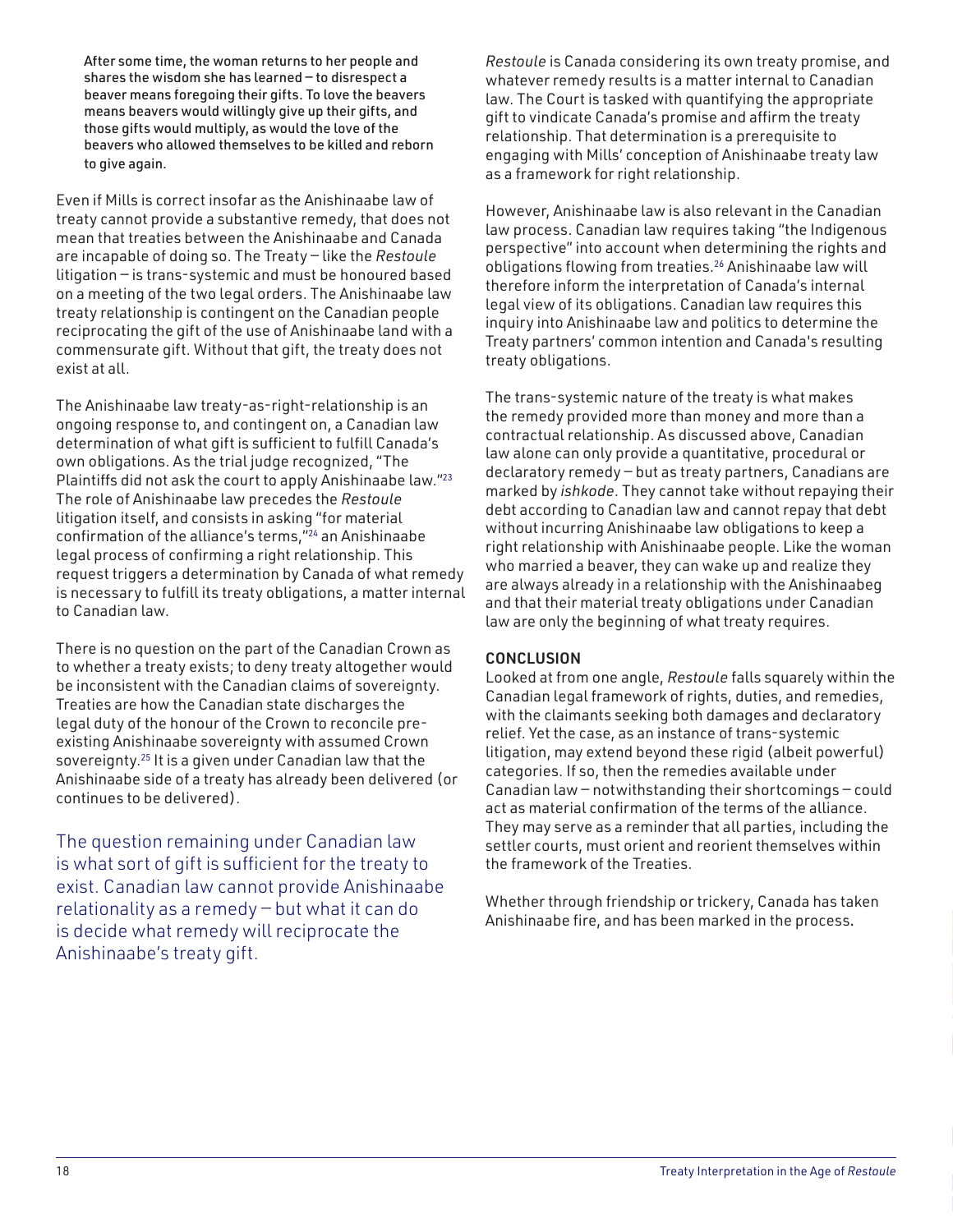After some time, the woman returns to her people and shares the wisdom she has learned – to disrespect a beaver means foregoing their gifts. To love the beavers means beavers would willingly give up their gifts, and those gifts would multiply, as would the love of the beavers who allowed themselves to be killed and reborn to give again.

Even if Mills is correct insofar as the Anishinaabe law of treaty cannot provide a substantive remedy, that does not mean that treaties between the Anishinaabe and Canada are incapable of doing so. The Treaty – like the *Restoule* litigation – is trans-systemic and must be honoured based on a meeting of the two legal orders. The Anishinaabe law treaty relationship is contingent on the Canadian people reciprocating the gift of the use of Anishinaabe land with a commensurate gift. Without that gift, the treaty does not exist at all.

The Anishinaabe law treaty-as-right-relationship is an ongoing response to, and contingent on, a Canadian law determination of what gift is sufficient to fulfill Canada's own obligations. As the trial judge recognized, "The Plaintiffs did not ask the court to apply Anishinaabe law."[23] The role of Anishinaabe law precedes the *Restoule* litigation itself, and consists in asking "for material confirmation of the alliance's terms,"[24] an Anishinaabe legal process of confirming a right relationship. This request triggers a determination by Canada of what remedy is necessary to fulfill its treaty obligations, a matter internal to Canadian law.

There is no question on the part of the Canadian Crown as to whether a treaty exists; to deny treaty altogether would be inconsistent with the Canadian claims of sovereignty. Treaties are how the Canadian state discharges the legal duty of the honour of the Crown to reconcile pre-existing Anishinaabe sovereignty with assumed Crown sovereignty.[25] It is a given under Canadian law that the Anishinaabe side of a treaty has already been delivered (or continues to be delivered).

The question remaining under Canadian law is what sort of gift is sufficient for the treaty to exist. Canadian law cannot provide Anishinaabe relationality as a remedy – but what it can do is decide what remedy will reciprocate the Anishinaabe's treaty gift.

*Restoule* is Canada considering its own treaty promise, and whatever remedy results is a matter internal to Canadian law. The Court is tasked with quantifying the appropriate gift to vindicate Canada's promise and affirm the treaty relationship. That determination is a prerequisite to engaging with Mills' conception of Anishinaabe treaty law as a framework for right relationship.

However, Anishinaabe law is also relevant in the Canadian law process. Canadian law requires taking "the Indigenous perspective" into account when determining the rights and obligations flowing from treaties.[26] Anishinaabe law will therefore inform the interpretation of Canada's internal legal view of its obligations. Canadian law requires this inquiry into Anishinaabe law and politics to determine the Treaty partners' common intention and Canada's resulting treaty obligations.

The trans-systemic nature of the treaty is what makes the remedy provided more than money and more than a contractual relationship. As discussed above, Canadian law alone can only provide a quantitative, procedural or declaratory remedy – but as treaty partners, Canadians are marked by *ishkode*. They cannot take without repaying their debt according to Canadian law and cannot repay that debt without incurring Anishinaabe law obligations to keep a right relationship with Anishinaabe people. Like the woman who married a beaver, they can wake up and realize they are always already in a relationship with the Anishinaabeg and that their material treaty obligations under Canadian law are only the beginning of what treaty requires.

## CONCLUSION

Looked at from one angle, *Restoule* falls squarely within the Canadian legal framework of rights, duties, and remedies, with the claimants seeking both damages and declaratory relief. Yet the case, as an instance of trans-systemic litigation, may extend beyond these rigid (albeit powerful) categories. If so, then the remedies available under Canadian law – notwithstanding their shortcomings – could act as material confirmation of the terms of the alliance. They may serve as a reminder that all parties, including the settler courts, must orient and reorient themselves within the framework of the Treaties.

Whether through friendship or trickery, Canada has taken Anishinaabe fire, and has been marked in the process.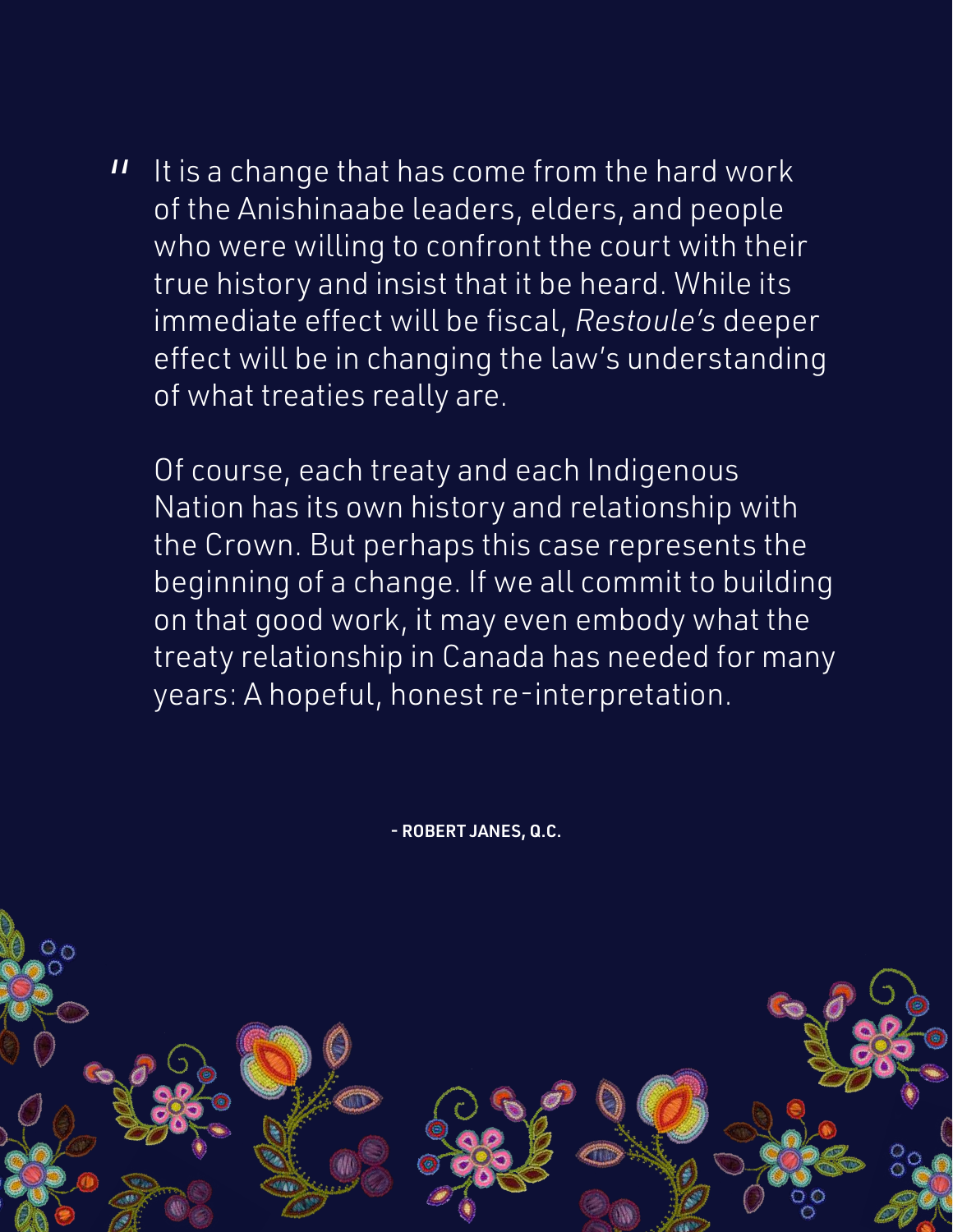" It is a change that has come from the hard work of the Anishinaabe leaders, elders, and people who were willing to confront the court with their true history and insist that it be heard. While its immediate effect will be fiscal, *Restoule's* deeper effect will be in changing the law's understanding of what treaties really are.

Of course, each treaty and each Indigenous Nation has its own history and relationship with the Crown. But perhaps this case represents the beginning of a change. If we all commit to building on that good work, it may even embody what the treaty relationship in Canada has needed for many years: A hopeful, honest re-interpretation.

**- ROBERT JANES, Q.C.**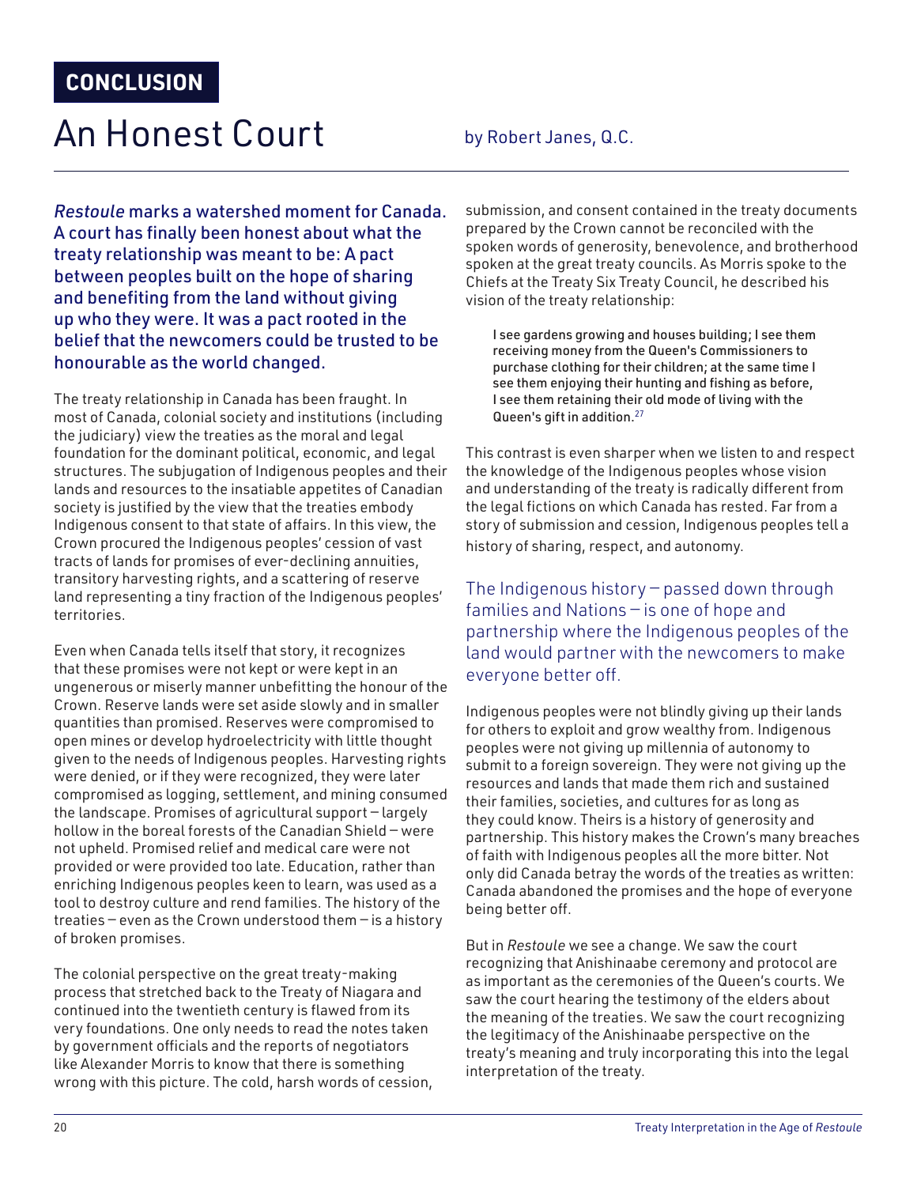**CONCLUSION**

# An Honest Court

by Robert Janes, Q.C.

*Restoule* marks a watershed moment for Canada. A court has finally been honest about what the treaty relationship was meant to be: A pact between peoples built on the hope of sharing and benefiting from the land without giving up who they were. It was a pact rooted in the belief that the newcomers could be trusted to be honourable as the world changed.

The treaty relationship in Canada has been fraught. In most of Canada, colonial society and institutions (including the judiciary) view the treaties as the moral and legal foundation for the dominant political, economic, and legal structures. The subjugation of Indigenous peoples and their lands and resources to the insatiable appetites of Canadian society is justified by the view that the treaties embody Indigenous consent to that state of affairs. In this view, the Crown procured the Indigenous peoples' cession of vast tracts of lands for promises of ever-declining annuities, transitory harvesting rights, and a scattering of reserve land representing a tiny fraction of the Indigenous peoples' territories.

Even when Canada tells itself that story, it recognizes that these promises were not kept or were kept in an ungenerous or miserly manner unbefitting the honour of the Crown. Reserve lands were set aside slowly and in smaller quantities than promised. Reserves were compromised to open mines or develop hydroelectricity with little thought given to the needs of Indigenous peoples. Harvesting rights were denied, or if they were recognized, they were later compromised as logging, settlement, and mining consumed the landscape. Promises of agricultural support – largely hollow in the boreal forests of the Canadian Shield – were not upheld. Promised relief and medical care were not provided or were provided too late. Education, rather than enriching Indigenous peoples keen to learn, was used as a tool to destroy culture and rend families. The history of the treaties – even as the Crown understood them – is a history of broken promises.

The colonial perspective on the great treaty-making process that stretched back to the Treaty of Niagara and continued into the twentieth century is flawed from its very foundations. One only needs to read the notes taken by government officials and the reports of negotiators like Alexander Morris to know that there is something wrong with this picture. The cold, harsh words of cession, submission, and consent contained in the treaty documents prepared by the Crown cannot be reconciled with the spoken words of generosity, benevolence, and brotherhood spoken at the great treaty councils. As Morris spoke to the Chiefs at the Treaty Six Treaty Council, he described his vision of the treaty relationship:

> I see gardens growing and houses building; I see them receiving money from the Queen's Commissioners to purchase clothing for their children; at the same time I see them enjoying their hunting and fishing as before, I see them retaining their old mode of living with the Queen's gift in addition.[27]

This contrast is even sharper when we listen to and respect the knowledge of the Indigenous peoples whose vision and understanding of the treaty is radically different from the legal fictions on which Canada has rested. Far from a story of submission and cession, Indigenous peoples tell a history of sharing, respect, and autonomy.

The Indigenous history – passed down through families and Nations – is one of hope and partnership where the Indigenous peoples of the land would partner with the newcomers to make everyone better off.

Indigenous peoples were not blindly giving up their lands for others to exploit and grow wealthy from. Indigenous peoples were not giving up millennia of autonomy to submit to a foreign sovereign. They were not giving up the resources and lands that made them rich and sustained their families, societies, and cultures for as long as they could know. Theirs is a history of generosity and partnership. This history makes the Crown's many breaches of faith with Indigenous peoples all the more bitter. Not only did Canada betray the words of the treaties as written: Canada abandoned the promises and the hope of everyone being better off.

But in *Restoule* we see a change. We saw the court recognizing that Anishinaabe ceremony and protocol are as important as the ceremonies of the Queen's courts. We saw the court hearing the testimony of the elders about the meaning of the treaties. We saw the court recognizing the legitimacy of the Anishinaabe perspective on the treaty's meaning and truly incorporating this into the legal interpretation of the treaty.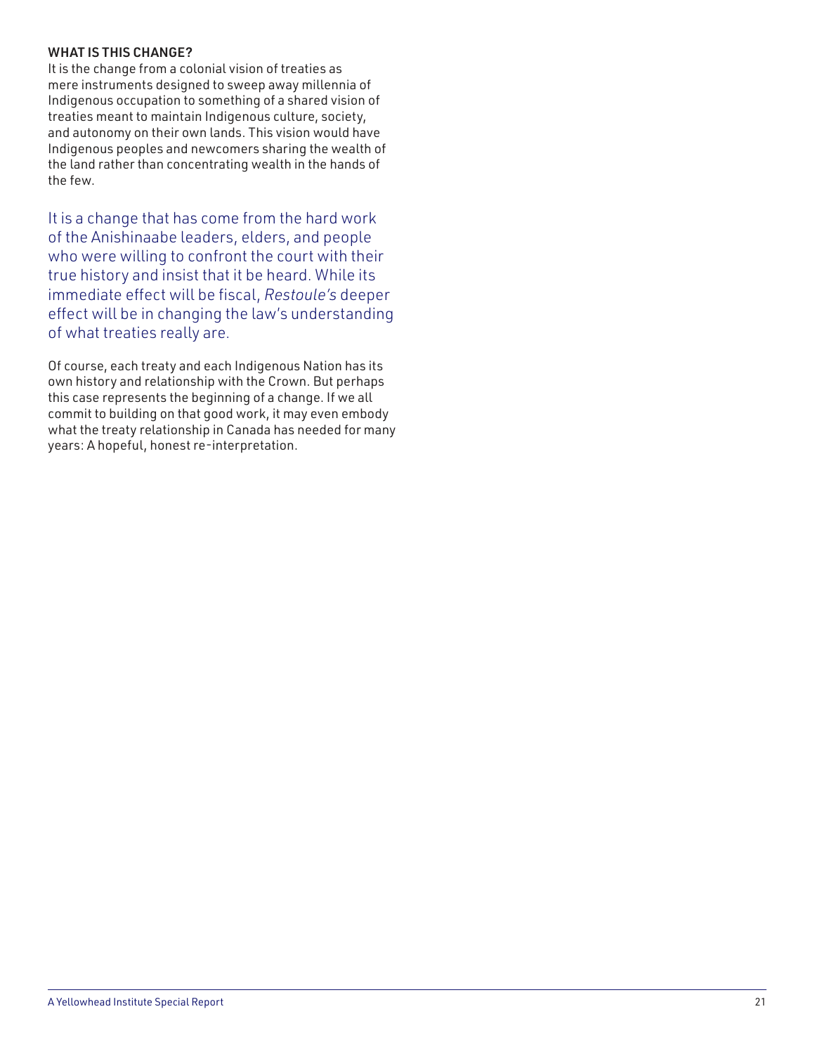## WHAT IS THIS CHANGE?

It is the change from a colonial vision of treaties as mere instruments designed to sweep away millennia of Indigenous occupation to something of a shared vision of treaties meant to maintain Indigenous culture, society, and autonomy on their own lands. This vision would have Indigenous peoples and newcomers sharing the wealth of the land rather than concentrating wealth in the hands of the few.

It is a change that has come from the hard work of the Anishinaabe leaders, elders, and people who were willing to confront the court with their true history and insist that it be heard. While its immediate effect will be fiscal, *Restoule's* deeper effect will be in changing the law's understanding of what treaties really are.

Of course, each treaty and each Indigenous Nation has its own history and relationship with the Crown. But perhaps this case represents the beginning of a change. If we all commit to building on that good work, it may even embody what the treaty relationship in Canada has needed for many years: A hopeful, honest re-interpretation.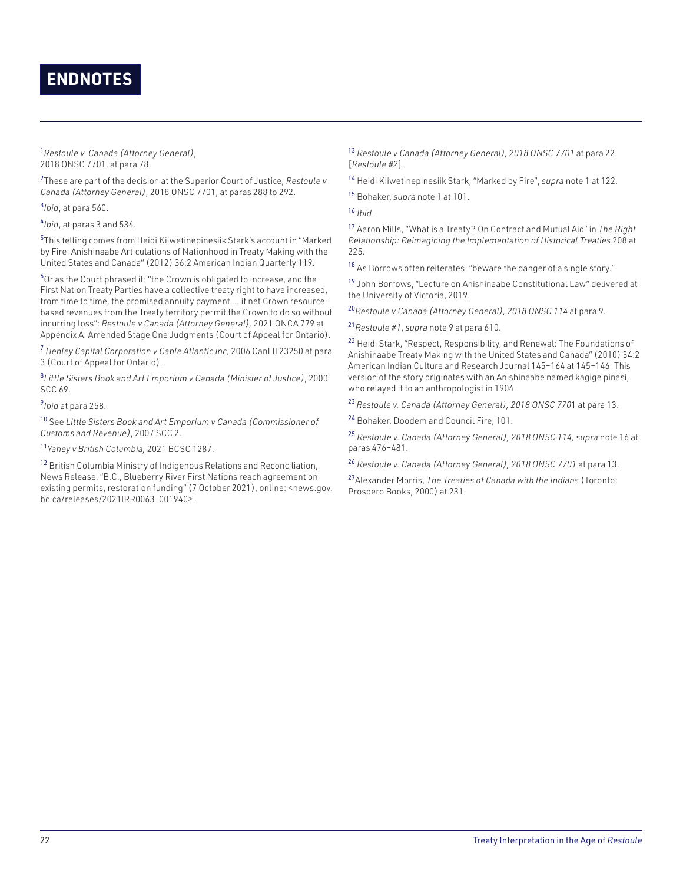# ENDNOTES

[1] *Restoule v. Canada (Attorney General)*, 2018 ONSC 7701, at para 78.

[2] These are part of the decision at the Superior Court of Justice, *Restoule v. Canada (Attorney General)*, 2018 ONSC 7701, at paras 288 to 292.

[3] *Ibid*, at para 560.

[4] *Ibid*, at paras 3 and 534.

[5] This telling comes from Heidi Kiiwetinepinesiik Stark's account in "Marked by Fire: Anishinaabe Articulations of Nationhood in Treaty Making with the United States and Canada" (2012) 36:2 American Indian Quarterly 119.

[6] Or as the Court phrased it: "the Crown is obligated to increase, and the First Nation Treaty Parties have a collective treaty right to have increased, from time to time, the promised annuity payment ... if net Crown resource-based revenues from the Treaty territory permit the Crown to do so without incurring loss": *Restoule v Canada (Attorney General)*, 2021 ONCA 779 at Appendix A: Amended Stage One Judgments (Court of Appeal for Ontario).

[7] *Henley Capital Corporation v Cable Atlantic Inc*, 2006 CanLII 23250 at para 3 (Court of Appeal for Ontario).

[8] *Little Sisters Book and Art Emporium v Canada (Minister of Justice)*, 2000 SCC 69.

[9] *Ibid* at para 258.

[10] See *Little Sisters Book and Art Emporium v Canada (Commissioner of Customs and Revenue)*, 2007 SCC 2.

[11] *Yahey v British Columbia*, 2021 BCSC 1287.

[12] British Columbia Ministry of Indigenous Relations and Reconciliation, News Release, "B.C., Blueberry River First Nations reach agreement on existing permits, restoration funding" (7 October 2021), online: <news.gov.bc.ca/releases/2021IRR0063-001940>.

[13] *Restoule v Canada (Attorney General), 2018 ONSC 7701* at para 22 [*Restoule #2*].

[14] Heidi Kiiwetinepinesiik Stark, "Marked by Fire", *supra* note 1 at 122.

[15] Bohaker, *supra* note 1 at 101.

[16] *Ibid*.

[17] Aaron Mills, "What is a Treaty? On Contract and Mutual Aid" in *The Right Relationship: Reimagining the Implementation of Historical Treaties* 208 at 225.

[18] As Borrows often reiterates: "beware the danger of a single story."

[19] John Borrows, "Lecture on Anishinaabe Constitutional Law" delivered at the University of Victoria, 2019.

[20] *Restoule v Canada (Attorney General), 2018 ONSC 114* at para 9.

[21] *Restoule #1*, *supra* note 9 at para 610.

[22] Heidi Stark, "Respect, Responsibility, and Renewal: The Foundations of Anishinaabe Treaty Making with the United States and Canada" (2010) 34:2 American Indian Culture and Research Journal 145–164 at 145–146. This version of the story originates with an Anishinaabe named kagige pinasi, who relayed it to an anthropologist in 1904.

[23] *Restoule v. Canada (Attorney General), 2018 ONSC 770*1 at para 13.

[24] Bohaker, Doodem and Council Fire, 101.

[25] *Restoule v. Canada (Attorney General), 2018 ONSC 114, supra* note 16 at paras 476–481.

[26] *Restoule v. Canada (Attorney General), 2018 ONSC 7701* at para 13.

[27] Alexander Morris, *The Treaties of Canada with the Indians* (Toronto: Prospero Books, 2000) at 231.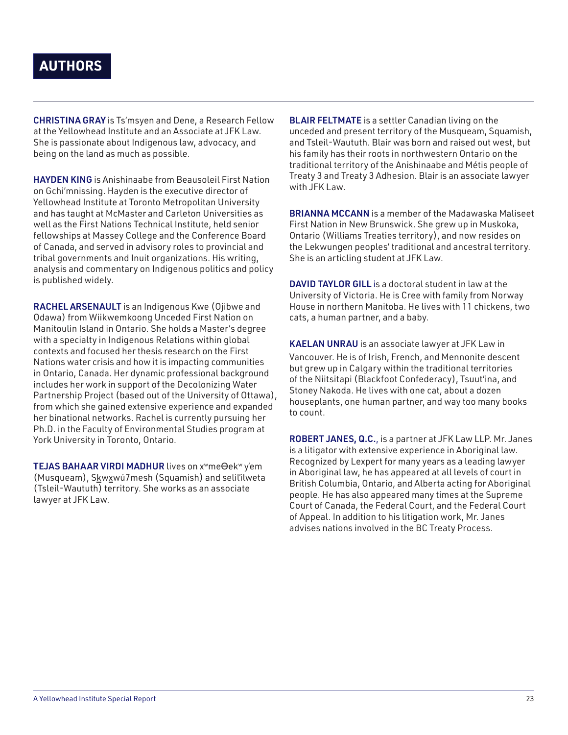# AUTHORS

**CHRISTINA GRAY** is Ts'msyen and Dene, a Research Fellow at the Yellowhead Institute and an Associate at JFK Law. She is passionate about Indigenous law, advocacy, and being on the land as much as possible.

**HAYDEN KING** is Anishinaabe from Beausoleil First Nation on Gchi'mnissing. Hayden is the executive director of Yellowhead Institute at Toronto Metropolitan University and has taught at McMaster and Carleton Universities as well as the First Nations Technical Institute, held senior fellowships at Massey College and the Conference Board of Canada, and served in advisory roles to provincial and tribal governments and Inuit organizations. His writing, analysis and commentary on Indigenous politics and policy is published widely.

**RACHEL ARSENAULT** is an Indigenous Kwe (Ojibwe and Odawa) from Wiikwemkoong Unceded First Nation on Manitoulin Island in Ontario. She holds a Master's degree with a specialty in Indigenous Relations within global contexts and focused her thesis research on the First Nations water crisis and how it is impacting communities in Ontario, Canada. Her dynamic professional background includes her work in support of the Decolonizing Water Partnership Project (based out of the University of Ottawa), from which she gained extensive experience and expanded her binational networks. Rachel is currently pursuing her Ph.D. in the Faculty of Environmental Studies program at York University in Toronto, Ontario.

**TEJAS BAHAAR VIRDI MADHUR** lives on xʷməθkʷəy̓əm (Musqueam), S<u>k</u>w<u>x</u>wú7mesh (Squamish) and səlilwətaɬ (Tsleil-Waututh) territory. She works as an associate lawyer at JFK Law.

**BLAIR FELTMATE** is a settler Canadian living on the unceded and present territory of the Musqueam, Squamish, and Tsleil-Waututh. Blair was born and raised out west, but his family has their roots in northwestern Ontario on the traditional territory of the Anishinaabe and Métis people of Treaty 3 and Treaty 3 Adhesion. Blair is an associate lawyer with JFK Law.

**BRIANNA MCCANN** is a member of the Madawaska Maliseet First Nation in New Brunswick. She grew up in Muskoka, Ontario (Williams Treaties territory), and now resides on the Lekwungen peoples' traditional and ancestral territory. She is an articling student at JFK Law.

**DAVID TAYLOR GILL** is a doctoral student in law at the University of Victoria. He is Cree with family from Norway House in northern Manitoba. He lives with 11 chickens, two cats, a human partner, and a baby.

**KAELAN UNRAU** is an associate lawyer at JFK Law in Vancouver. He is of Irish, French, and Mennonite descent but grew up in Calgary within the traditional territories of the Niitsitapi (Blackfoot Confederacy), Tsuut'ina, and Stoney Nakoda. He lives with one cat, about a dozen houseplants, one human partner, and way too many books to count.

**ROBERT JANES, Q.C.**, is a partner at JFK Law LLP. Mr. Janes is a litigator with extensive experience in Aboriginal law. Recognized by Lexpert for many years as a leading lawyer in Aboriginal law, he has appeared at all levels of court in British Columbia, Ontario, and Alberta acting for Aboriginal people. He has also appeared many times at the Supreme Court of Canada, the Federal Court, and the Federal Court of Appeal. In addition to his litigation work, Mr. Janes advises nations involved in the BC Treaty Process.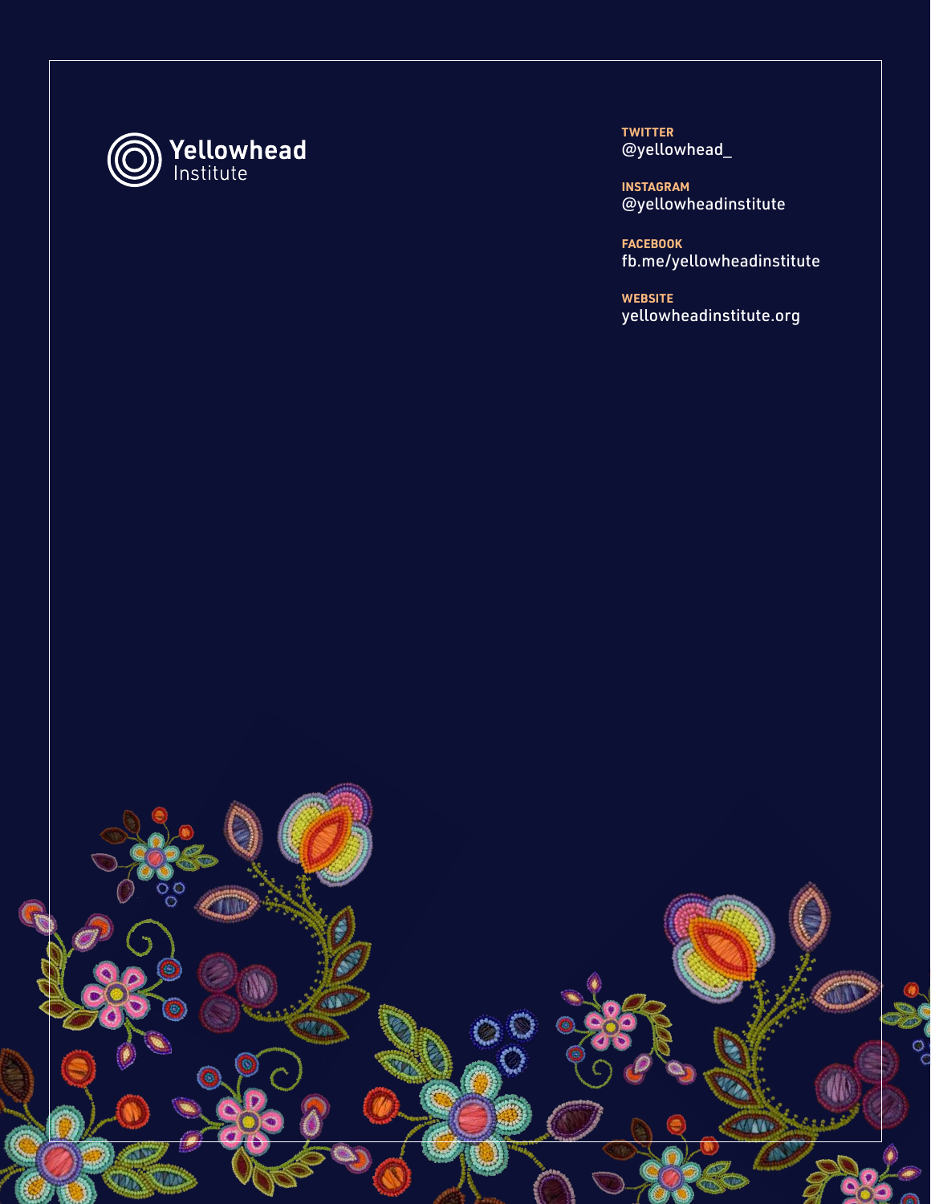Yellowhead Institute

**TWITTER**
@yellowhead_

**INSTAGRAM**
@yellowheadinstitute

**FACEBOOK**
fb.me/yellowheadinstitute

**WEBSITE**
yellowheadinstitute.org